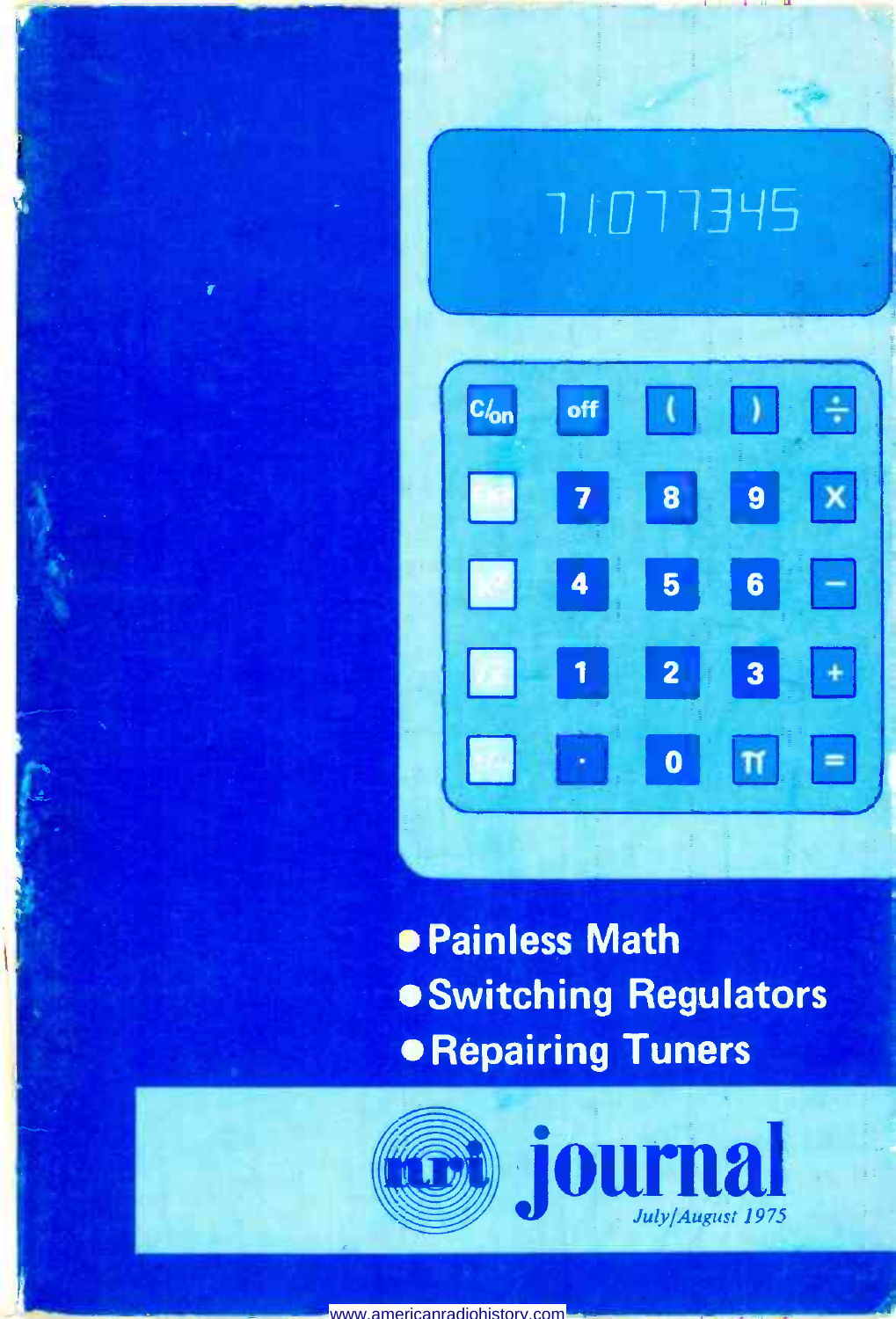- Painless Math
- Switching Regulators
- Repairing Tuners

# nri journal

*July/August 1975*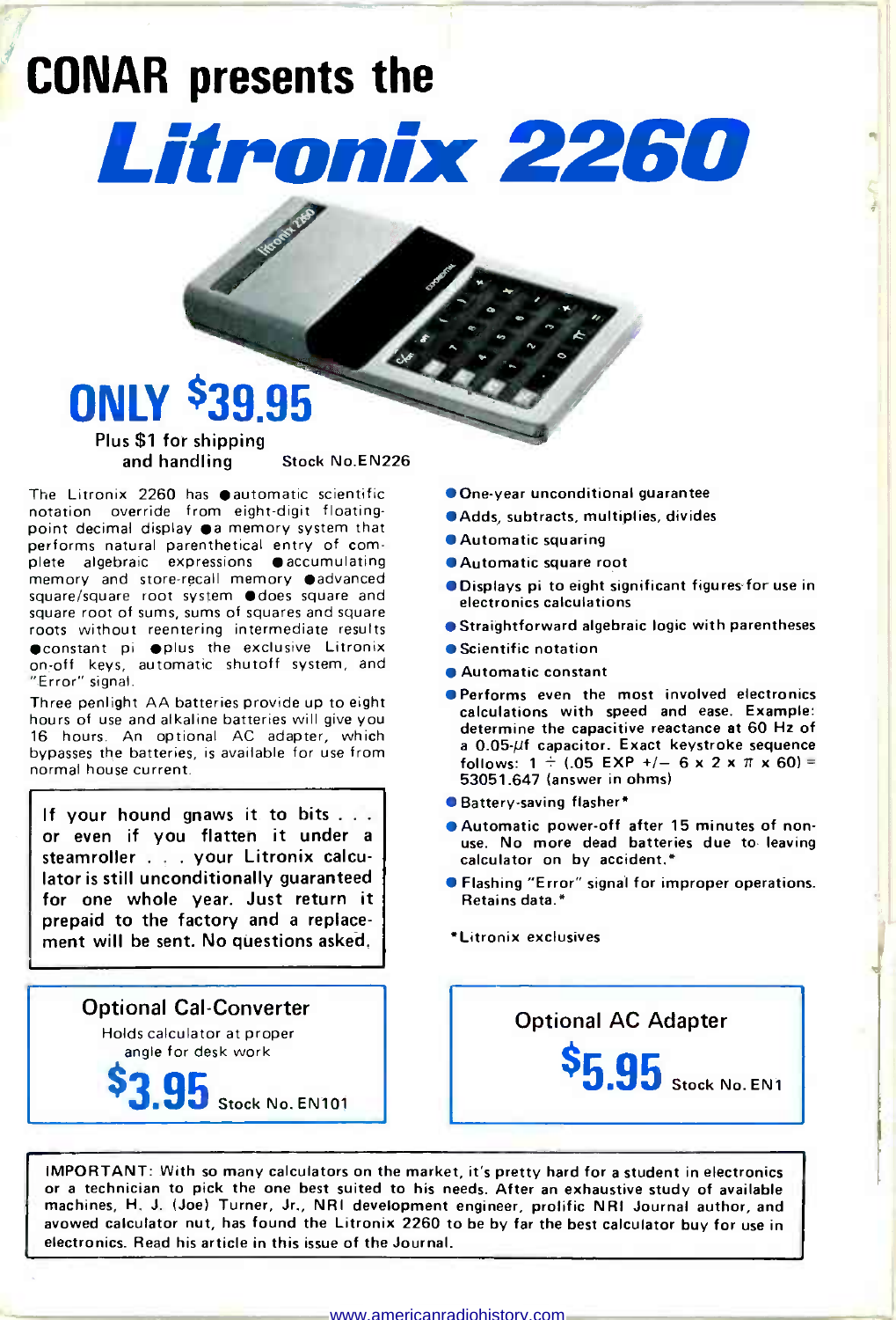# CONAR presents the

# Litronix 2260

## ONLY $39.95

Plus $1 for shipping and handling

Stock No.EN226

The Litronix 2260 has ● automatic scientific notation override from eight-digit floating-point decimal display ● a memory system that performs natural parenthetical entry of complete algebraic expressions ● accumulating memory and store-recall memory ● advanced square/square root system ● does square and square root of sums, sums of squares and square roots without reentering intermediate results ● constant pi ● plus the exclusive Litronix on-off keys, automatic shutoff system, and "Error" signal.

Three penlight AA batteries provide up to eight hours of use and alkaline batteries will give you 16 hours. An optional AC adapter, which bypasses the batteries, is available for use from normal house current.

> If your hound gnaws it to bits . . . or even if you flatten it under a steamroller . . . your Litronix calculator is still unconditionally guaranteed for one whole year. Just return it prepaid to the factory and a replacement will be sent. No questions asked.

- One-year unconditional guarantee
- Adds, subtracts, multiplies, divides
- Automatic squaring
- Automatic square root
- Displays pi to eight significant figures for use in electronics calculations
- Straightforward algebraic logic with parentheses
- Scientific notation
- Automatic constant
- Performs even the most involved electronics calculations with speed and ease. Example: determine the capacitive reactance at 60 Hz of a 0.05-$\mu$f capacitor. Exact keystroke sequence follows: 1 ÷ (.05 EXP +/− 6 x 2 x $\pi$ x 60) = 53051.647 (answer in ohms)
- Battery-saving flasher*
- Automatic power-off after 15 minutes of non-use. No more dead batteries due to leaving calculator on by accident.*
- Flashing "Error" signal for improper operations. Retains data.*

*Litronix exclusives

### Optional Cal-Converter

Holds calculator at proper angle for desk work

**$3.95** Stock No. EN101

### Optional AC Adapter

**$5.95** Stock No. EN1

IMPORTANT: With so many calculators on the market, it's pretty hard for a student in electronics or a technician to pick the one best suited to his needs. After an exhaustive study of available machines, H. J. (Joe) Turner, Jr., NRI development engineer, prolific NRI Journal author, and avowed calculator nut, has found the Litronix 2260 to be by far the best calculator buy for use in electronics. Read his article in this issue of the Journal.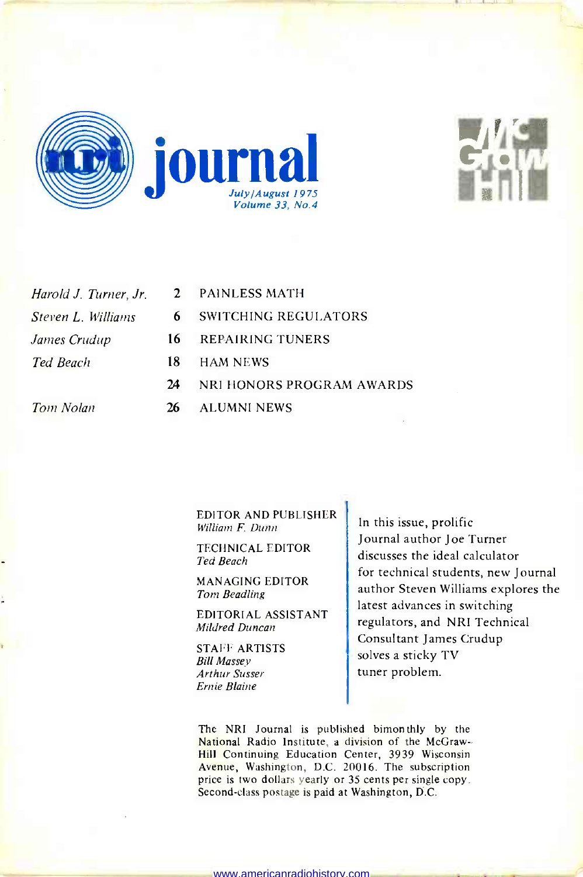# nri journal

*July/August 1975*
*Volume 33, No.4*

| | | |
|---|---|---|
| *Harold J. Turner, Jr.* | 2 | PAINLESS MATH |
| *Steven L. Williams* | 6 | SWITCHING REGULATORS |
| *James Crudup* | 16 | REPAIRING TUNERS |
| *Ted Beach* | 18 | HAM NEWS |
| | 24 | NRI HONORS PROGRAM AWARDS |
| *Tom Nolan* | 26 | ALUMNI NEWS |

EDITOR AND PUBLISHER
*William F. Dunn*

TECHNICAL EDITOR
*Ted Beach*

MANAGING EDITOR
*Tom Beadling*

EDITORIAL ASSISTANT
*Mildred Duncan*

STAFF ARTISTS
*Bill Massey*
*Arthur Susser*
*Ernie Blaine*

In this issue, prolific Journal author Joe Turner discusses the ideal calculator for technical students, new Journal author Steven Williams explores the latest advances in switching regulators, and NRI Technical Consultant James Crudup solves a sticky TV tuner problem.

The NRI Journal is published bimonthly by the National Radio Institute, a division of the McGraw-Hill Continuing Education Center, 3939 Wisconsin Avenue, Washington, D.C. 20016. The subscription price is two dollars yearly or 35 cents per single copy. Second-class postage is paid at Washington, D.C.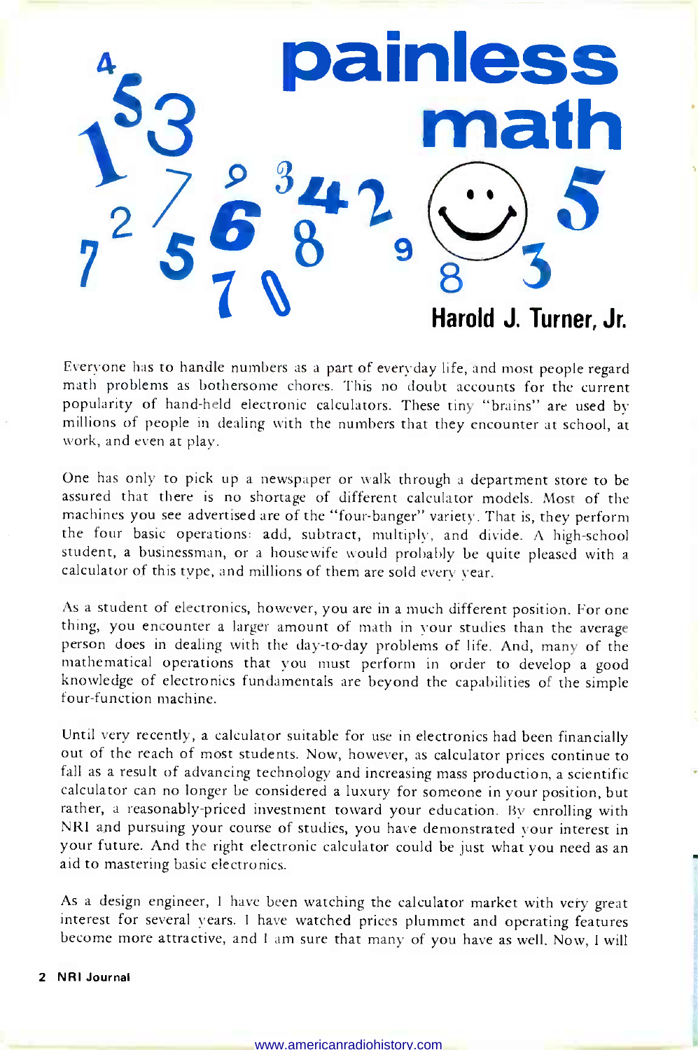# painless math

**Harold J. Turner, Jr.**

Everyone has to handle numbers as a part of everyday life, and most people regard math problems as bothersome chores. This no doubt accounts for the current popularity of hand-held electronic calculators. These tiny "brains" are used by millions of people in dealing with the numbers that they encounter at school, at work, and even at play.

One has only to pick up a newspaper or walk through a department store to be assured that there is no shortage of different calculator models. Most of the machines you see advertised are of the "four-banger" variety. That is, they perform the four basic operations: add, subtract, multiply, and divide. A high-school student, a businessman, or a housewife would probably be quite pleased with a calculator of this type, and millions of them are sold every year.

As a student of electronics, however, you are in a much different position. For one thing, you encounter a larger amount of math in your studies than the average person does in dealing with the day-to-day problems of life. And, many of the mathematical operations that you must perform in order to develop a good knowledge of electronics fundamentals are beyond the capabilities of the simple four-function machine.

Until very recently, a calculator suitable for use in electronics had been financially out of the reach of most students. Now, however, as calculator prices continue to fall as a result of advancing technology and increasing mass production, a scientific calculator can no longer be considered a luxury for someone in your position, but rather, a reasonably-priced investment toward your education. By enrolling with NRI and pursuing your course of studies, you have demonstrated your interest in your future. And the right electronic calculator could be just what you need as an aid to mastering basic electronics.

As a design engineer, I have been watching the calculator market with very great interest for several years. I have watched prices plummet and operating features become more attractive, and I am sure that many of you have as well. Now, I will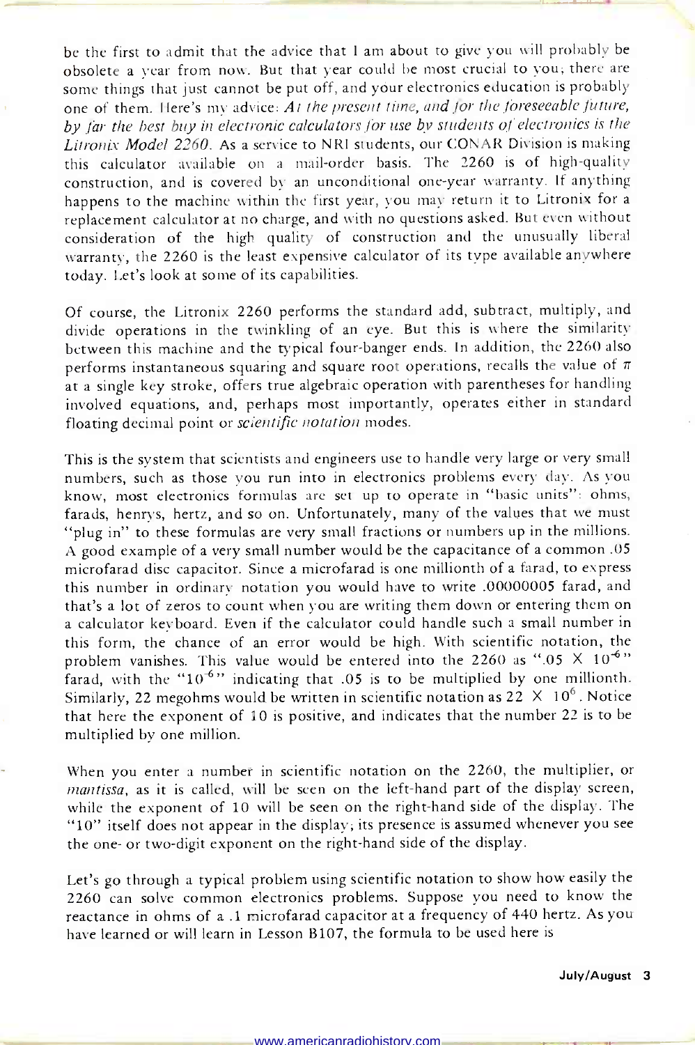be the first to admit that the advice that I am about to give you will probably be obsolete a year from now. But that year could be most crucial to you; there are some things that just cannot be put off, and your electronics education is probably one of them. Here's my advice: *At the present time, and for the foreseeable future, by far the best buy in electronic calculators for use by students of electronics is the Litronix Model 2260.* As a service to NRI students, our CONAR Division is making this calculator available on a mail-order basis. The 2260 is of high-quality construction, and is covered by an unconditional one-year warranty. If anything happens to the machine within the first year, you may return it to Litronix for a replacement calculator at no charge, and with no questions asked. But even without consideration of the high quality of construction and the unusually liberal warranty, the 2260 is the least expensive calculator of its type available anywhere today. Let's look at some of its capabilities.

Of course, the Litronix 2260 performs the standard add, subtract, multiply, and divide operations in the twinkling of an eye. But this is where the similarity between this machine and the typical four-banger ends. In addition, the 2260 also performs instantaneous squaring and square root operations, recalls the value of $\pi$ at a single key stroke, offers true algebraic operation with parentheses for handling involved equations, and, perhaps most importantly, operates either in standard floating decimal point or *scientific notation* modes.

This is the system that scientists and engineers use to handle very large or very small numbers, such as those you run into in electronics problems every day. As you know, most electronics formulas are set up to operate in "basic units": ohms, farads, henrys, hertz, and so on. Unfortunately, many of the values that we must "plug in" to these formulas are very small fractions or numbers up in the millions. A good example of a very small number would be the capacitance of a common .05 microfarad disc capacitor. Since a microfarad is one millionth of a farad, to express this number in ordinary notation you would have to write .00000005 farad, and that's a lot of zeros to count when you are writing them down or entering them on a calculator keyboard. Even if the calculator could handle such a small number in this form, the chance of an error would be high. With scientific notation, the problem vanishes. This value would be entered into the 2260 as "$.05 \times 10^{-6}$" farad, with the "$10^{-6}$" indicating that .05 is to be multiplied by one millionth. Similarly, 22 megohms would be written in scientific notation as $22 \times 10^{6}$. Notice that here the exponent of 10 is positive, and indicates that the number 22 is to be multiplied by one million.

When you enter a number in scientific notation on the 2260, the multiplier, or *mantissa*, as it is called, will be seen on the left-hand part of the display screen, while the exponent of 10 will be seen on the right-hand side of the display. The "10" itself does not appear in the display; its presence is assumed whenever you see the one- or two-digit exponent on the right-hand side of the display.

Let's go through a typical problem using scientific notation to show how easily the 2260 can solve common electronics problems. Suppose you need to know the reactance in ohms of a .1 microfarad capacitor at a frequency of 440 hertz. As you have learned or will learn in Lesson B107, the formula to be used here is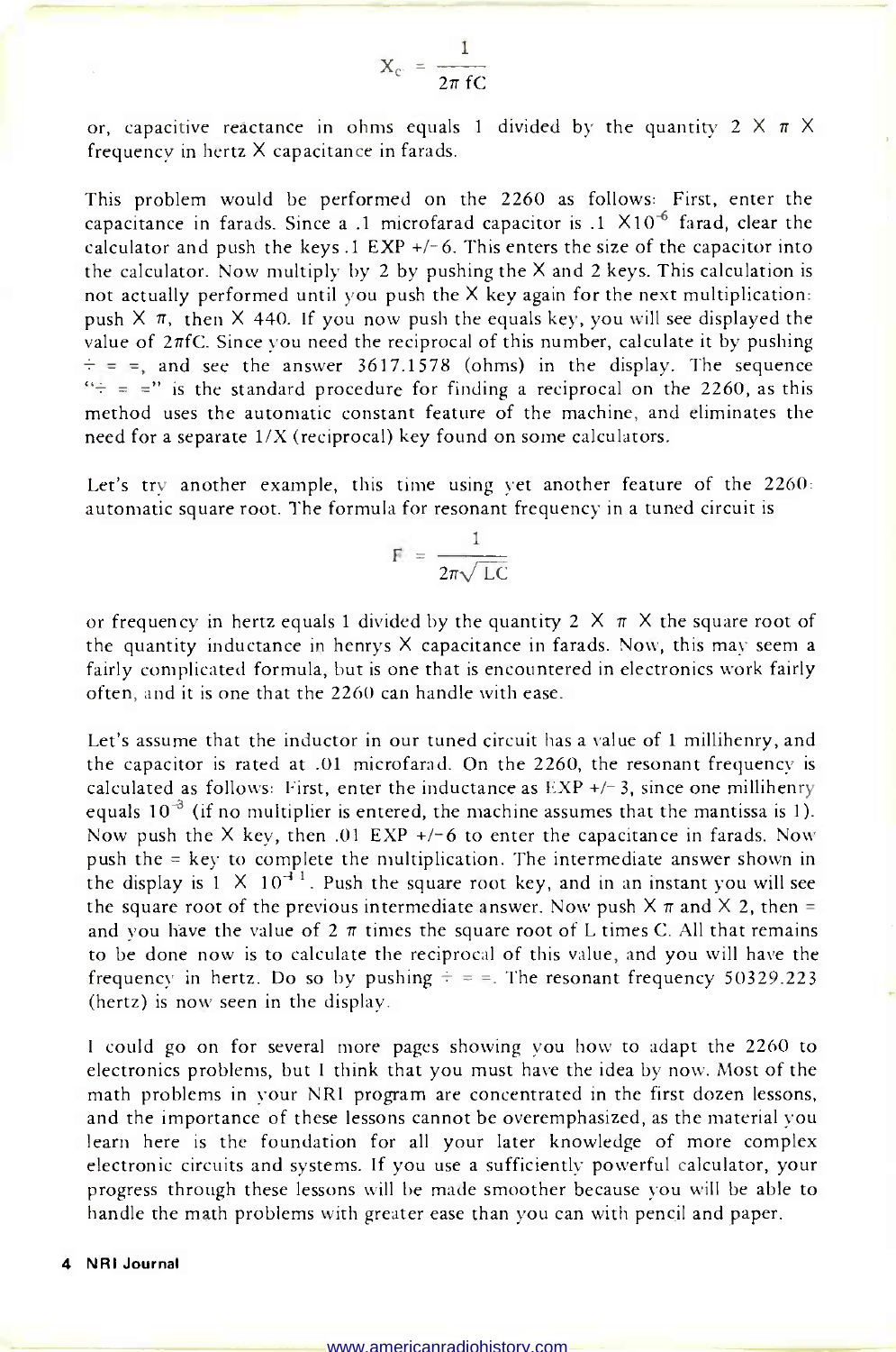$$X_c = \frac{1}{2\pi fC}$$

or, capacitive reactance in ohms equals 1 divided by the quantity 2 X $\pi$ X frequency in hertz X capacitance in farads.

This problem would be performed on the 2260 as follows: First, enter the capacitance in farads. Since a .1 microfarad capacitor is .1 $\times 10^{-6}$ farad, clear the calculator and push the keys .1 EXP +/- 6. This enters the size of the capacitor into the calculator. Now multiply by 2 by pushing the X and 2 keys. This calculation is not actually performed until you push the X key again for the next multiplication: push X $\pi$, then X 440. If you now push the equals key, you will see displayed the value of $2\pi fC$. Since you need the reciprocal of this number, calculate it by pushing ÷ = =, and see the answer 3617.1578 (ohms) in the display. The sequence "÷ = =" is the standard procedure for finding a reciprocal on the 2260, as this method uses the automatic constant feature of the machine, and eliminates the need for a separate 1/X (reciprocal) key found on some calculators.

Let's try another example, this time using yet another feature of the 2260: automatic square root. The formula for resonant frequency in a tuned circuit is

$$F = \frac{1}{2\pi\sqrt{LC}}$$

or frequency in hertz equals 1 divided by the quantity 2 X $\pi$ X the square root of the quantity inductance in henrys X capacitance in farads. Now, this may seem a fairly complicated formula, but is one that is encountered in electronics work fairly often, and it is one that the 2260 can handle with ease.

Let's assume that the inductor in our tuned circuit has a value of 1 millihenry, and the capacitor is rated at .01 microfarad. On the 2260, the resonant frequency is calculated as follows: First, enter the inductance as EXP +/- 3, since one millihenry equals $10^{-3}$ (if no multiplier is entered, the machine assumes that the mantissa is 1). Now push the X key, then .01 EXP +/-6 to enter the capacitance in farads. Now push the = key to complete the multiplication. The intermediate answer shown in the display is 1 X $10^{-11}$. Push the square root key, and in an instant you will see the square root of the previous intermediate answer. Now push X $\pi$ and X 2, then = and you have the value of 2 $\pi$ times the square root of L times C. All that remains to be done now is to calculate the reciprocal of this value, and you will have the frequency in hertz. Do so by pushing ÷ = =. The resonant frequency 50329.223 (hertz) is now seen in the display.

I could go on for several more pages showing you how to adapt the 2260 to electronics problems, but I think that you must have the idea by now. Most of the math problems in your NRI program are concentrated in the first dozen lessons, and the importance of these lessons cannot be overemphasized, as the material you learn here is the foundation for all your later knowledge of more complex electronic circuits and systems. If you use a sufficiently powerful calculator, your progress through these lessons will be made smoother because you will be able to handle the math problems with greater ease than you can with pencil and paper.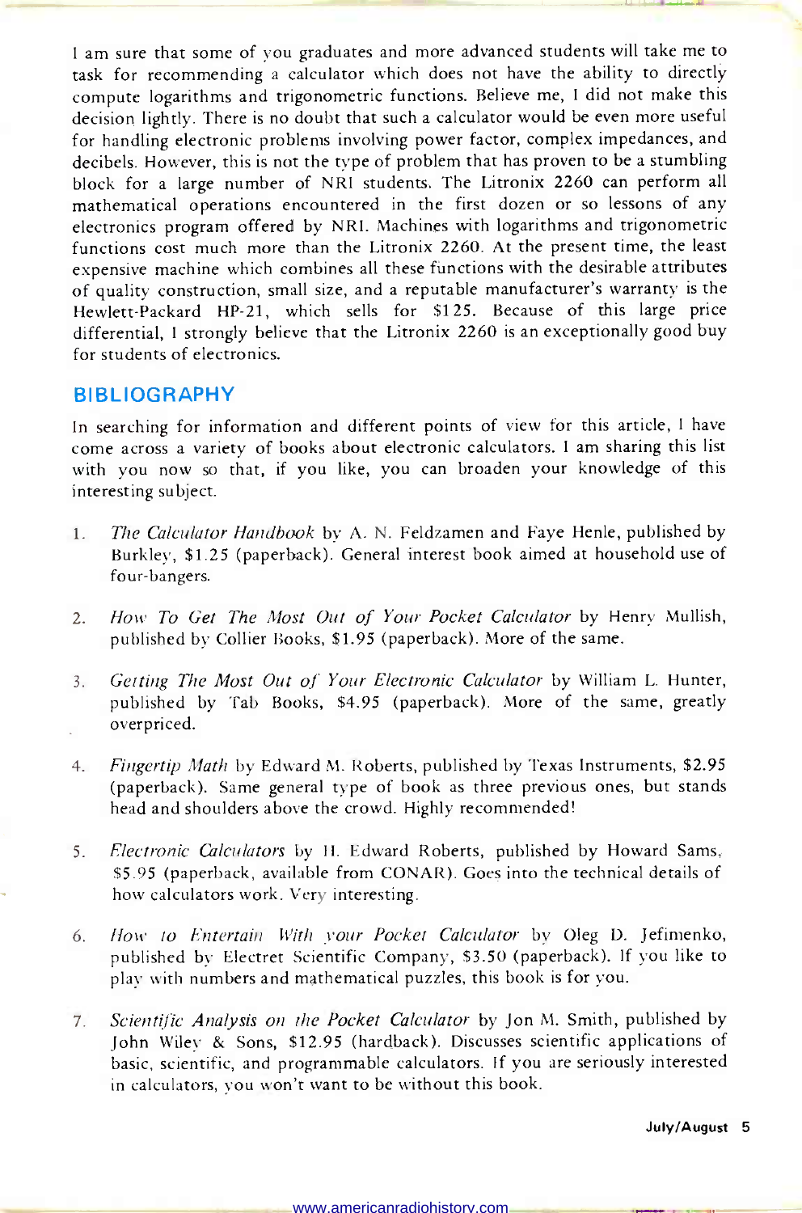I am sure that some of you graduates and more advanced students will take me to task for recommending a calculator which does not have the ability to directly compute logarithms and trigonometric functions. Believe me, I did not make this decision lightly. There is no doubt that such a calculator would be even more useful for handling electronic problems involving power factor, complex impedances, and decibels. However, this is not the type of problem that has proven to be a stumbling block for a large number of NRI students. The Litronix 2260 can perform all mathematical operations encountered in the first dozen or so lessons of any electronics program offered by NRI. Machines with logarithms and trigonometric functions cost much more than the Litronix 2260. At the present time, the least expensive machine which combines all these functions with the desirable attributes of quality construction, small size, and a reputable manufacturer's warranty is the Hewlett-Packard HP-21, which sells for $125. Because of this large price differential, I strongly believe that the Litronix 2260 is an exceptionally good buy for students of electronics.

## BIBLIOGRAPHY

In searching for information and different points of view for this article, I have come across a variety of books about electronic calculators. I am sharing this list with you now so that, if you like, you can broaden your knowledge of this interesting subject.

1. *The Calculator Handbook* by A. N. Feldzamen and Faye Henle, published by Burkley, $1.25 (paperback). General interest book aimed at household use of four-bangers.

2. *How To Get The Most Out of Your Pocket Calculator* by Henry Mullish, published by Collier Books, $1.95 (paperback). More of the same.

3. *Getting The Most Out of Your Electronic Calculator* by William L. Hunter, published by Tab Books, $4.95 (paperback). More of the same, greatly overpriced.

4. *Fingertip Math* by Edward M. Roberts, published by Texas Instruments, $2.95 (paperback). Same general type of book as three previous ones, but stands head and shoulders above the crowd. Highly recommended!

5. *Electronic Calculators* by H. Edward Roberts, published by Howard Sams, $5.95 (paperback, available from CONAR). Goes into the technical details of how calculators work. Very interesting.

6. *How to Entertain With your Pocket Calculator* by Oleg D. Jefimenko, published by Electret Scientific Company, $3.50 (paperback). If you like to play with numbers and mathematical puzzles, this book is for you.

7. *Scientific Analysis on the Pocket Calculator* by Jon M. Smith, published by John Wiley & Sons, $12.95 (hardback). Discusses scientific applications of basic, scientific, and programmable calculators. If you are seriously interested in calculators, you won't want to be without this book.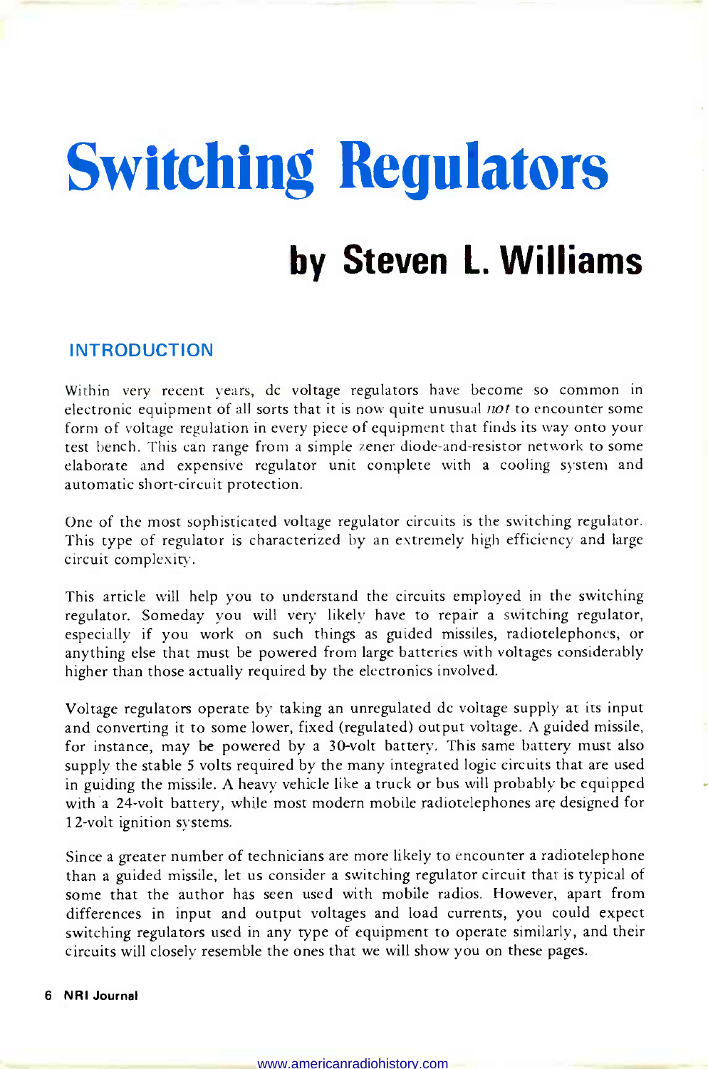# Switching Regulators

## by Steven L. Williams

### INTRODUCTION

Within very recent years, dc voltage regulators have become so common in electronic equipment of all sorts that it is now quite unusual *not* to encounter some form of voltage regulation in every piece of equipment that finds its way onto your test bench. This can range from a simple zener diode-and-resistor network to some elaborate and expensive regulator unit complete with a cooling system and automatic short-circuit protection.

One of the most sophisticated voltage regulator circuits is the switching regulator. This type of regulator is characterized by an extremely high efficiency and large circuit complexity.

This article will help you to understand the circuits employed in the switching regulator. Someday you will very likely have to repair a switching regulator, especially if you work on such things as guided missiles, radiotelephones, or anything else that must be powered from large batteries with voltages considerably higher than those actually required by the electronics involved.

Voltage regulators operate by taking an unregulated dc voltage supply at its input and converting it to some lower, fixed (regulated) output voltage. A guided missile, for instance, may be powered by a 30-volt battery. This same battery must also supply the stable 5 volts required by the many integrated logic circuits that are used in guiding the missile. A heavy vehicle like a truck or bus will probably be equipped with a 24-volt battery, while most modern mobile radiotelephones are designed for 12-volt ignition systems.

Since a greater number of technicians are more likely to encounter a radiotelephone than a guided missile, let us consider a switching regulator circuit that is typical of some that the author has seen used with mobile radios. However, apart from differences in input and output voltages and load currents, you could expect switching regulators used in any type of equipment to operate similarly, and their circuits will closely resemble the ones that we will show you on these pages.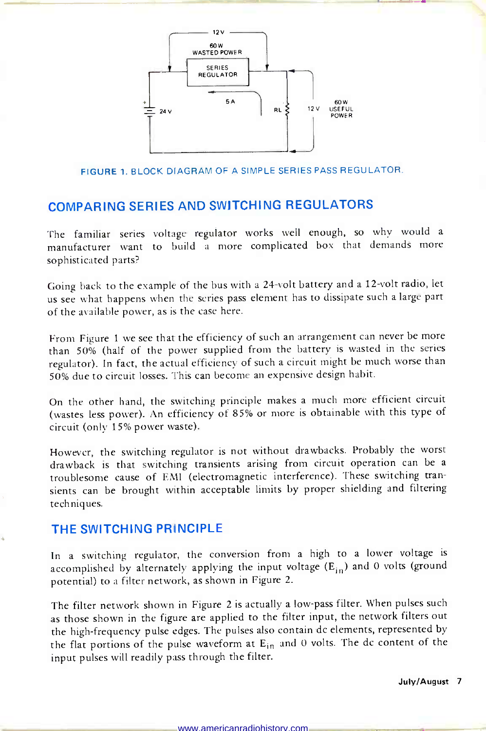FIGURE 1. BLOCK DIAGRAM OF A SIMPLE SERIES PASS REGULATOR.

## COMPARING SERIES AND SWITCHING REGULATORS

The familiar series voltage regulator works well enough, so why would a manufacturer want to build a more complicated box that demands more sophisticated parts?

Going back to the example of the bus with a 24-volt battery and a 12-volt radio, let us see what happens when the series pass element has to dissipate such a large part of the available power, as is the case here.

From Figure 1 we see that the efficiency of such an arrangement can never be more than 50% (half of the power supplied from the battery is wasted in the series regulator). In fact, the actual efficiency of such a circuit might be much worse than 50% due to circuit losses. This can become an expensive design habit.

On the other hand, the switching principle makes a much more efficient circuit (wastes less power). An efficiency of 85% or more is obtainable with this type of circuit (only 15% power waste).

However, the switching regulator is not without drawbacks. Probably the worst drawback is that switching transients arising from circuit operation can be a troublesome cause of EMI (electromagnetic interference). These switching transients can be brought within acceptable limits by proper shielding and filtering techniques.

## THE SWITCHING PRINCIPLE

In a switching regulator, the conversion from a high to a lower voltage is accomplished by alternately applying the input voltage ($E_{in}$) and 0 volts (ground potential) to a filter network, as shown in Figure 2.

The filter network shown in Figure 2 is actually a low-pass filter. When pulses such as those shown in the figure are applied to the filter input, the network filters out the high-frequency pulse edges. The pulses also contain dc elements, represented by the flat portions of the pulse waveform at $E_{in}$ and 0 volts. The dc content of the input pulses will readily pass through the filter.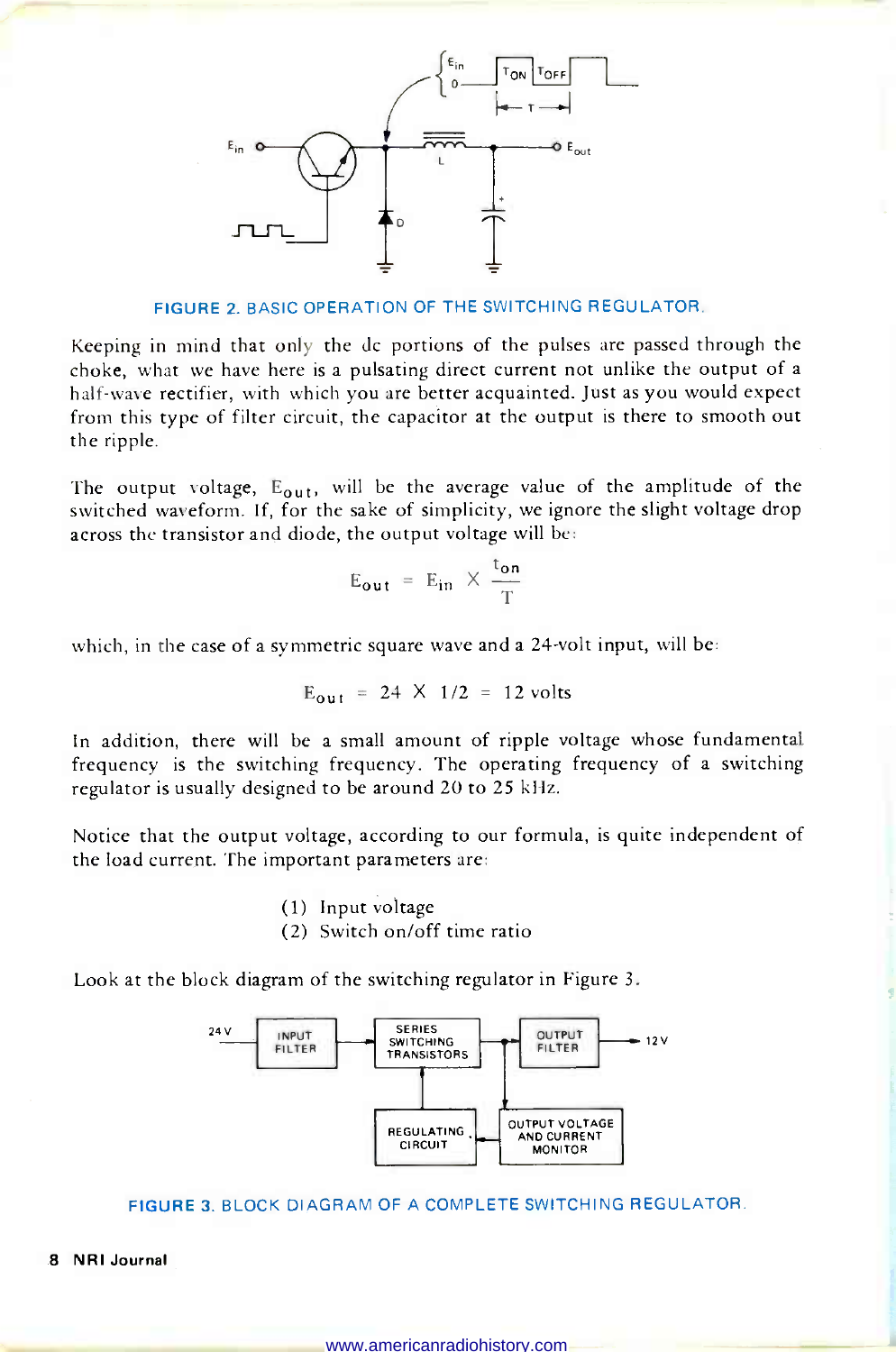FIGURE 2. BASIC OPERATION OF THE SWITCHING REGULATOR.

Keeping in mind that only the dc portions of the pulses are passed through the choke, what we have here is a pulsating direct current not unlike the output of a half-wave rectifier, with which you are better acquainted. Just as you would expect from this type of filter circuit, the capacitor at the output is there to smooth out the ripple.

The output voltage, $E_{out}$, will be the average value of the amplitude of the switched waveform. If, for the sake of simplicity, we ignore the slight voltage drop across the transistor and diode, the output voltage will be:

$$E_{out} = E_{in} \times \frac{t_{on}}{T}$$

which, in the case of a symmetric square wave and a 24-volt input, will be:

$$E_{out} = 24 \times 1/2 = 12 \text{ volts}$$

In addition, there will be a small amount of ripple voltage whose fundamental frequency is the switching frequency. The operating frequency of a switching regulator is usually designed to be around 20 to 25 kHz.

Notice that the output voltage, according to our formula, is quite independent of the load current. The important parameters are:

(1) Input voltage
(2) Switch on/off time ratio

Look at the block diagram of the switching regulator in Figure 3.

FIGURE 3. BLOCK DIAGRAM OF A COMPLETE SWITCHING REGULATOR.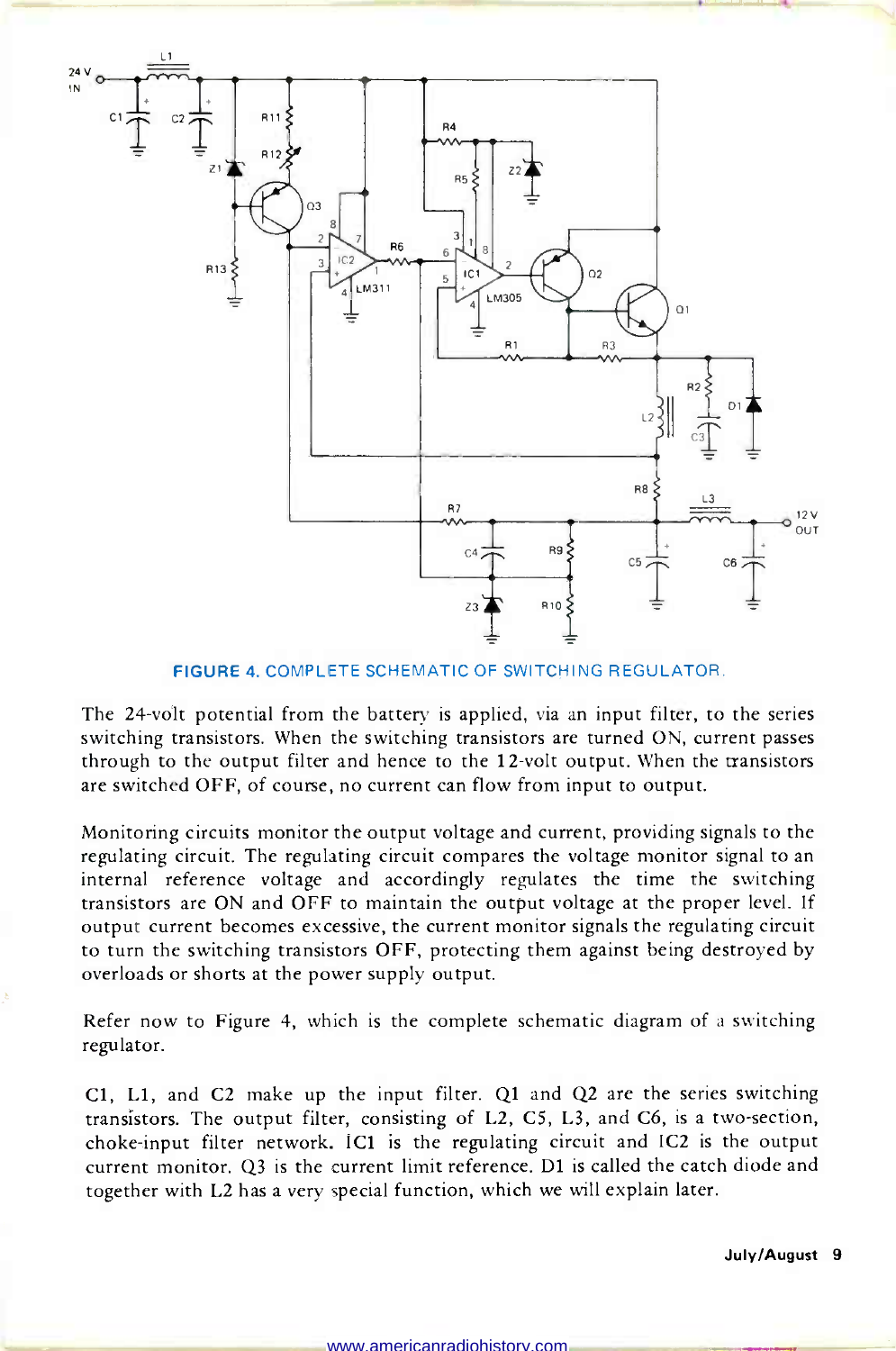FIGURE 4. COMPLETE SCHEMATIC OF SWITCHING REGULATOR.

The 24-volt potential from the battery is applied, via an input filter, to the series switching transistors. When the switching transistors are turned ON, current passes through to the output filter and hence to the 12-volt output. When the transistors are switched OFF, of course, no current can flow from input to output.

Monitoring circuits monitor the output voltage and current, providing signals to the regulating circuit. The regulating circuit compares the voltage monitor signal to an internal reference voltage and accordingly regulates the time the switching transistors are ON and OFF to maintain the output voltage at the proper level. If output current becomes excessive, the current monitor signals the regulating circuit to turn the switching transistors OFF, protecting them against being destroyed by overloads or shorts at the power supply output.

Refer now to Figure 4, which is the complete schematic diagram of a switching regulator.

C1, L1, and C2 make up the input filter. Q1 and Q2 are the series switching transistors. The output filter, consisting of L2, C5, L3, and C6, is a two-section, choke-input filter network. IC1 is the regulating circuit and IC2 is the output current monitor. Q3 is the current limit reference. D1 is called the catch diode and together with L2 has a very special function, which we will explain later.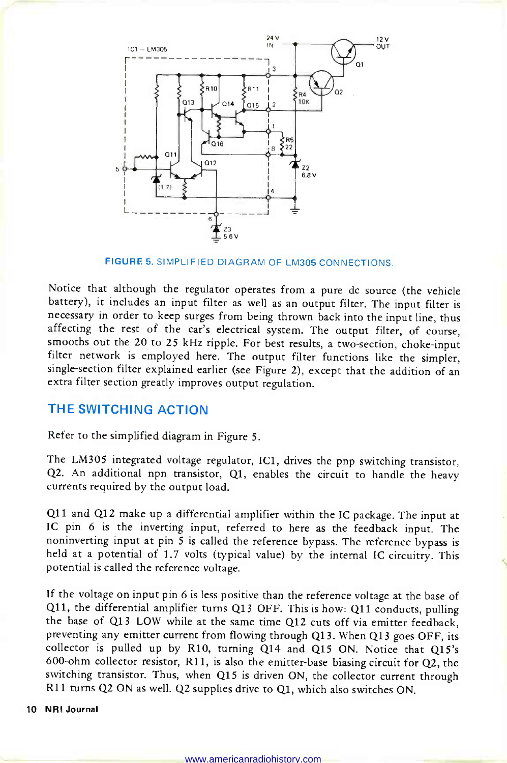FIGURE 5. SIMPLIFIED DIAGRAM OF LM305 CONNECTIONS.

Notice that although the regulator operates from a pure dc source (the vehicle battery), it includes an input filter as well as an output filter. The input filter is necessary in order to keep surges from being thrown back into the input line, thus affecting the rest of the car's electrical system. The output filter, of course, smooths out the 20 to 25 kHz ripple. For best results, a two-section, choke-input filter network is employed here. The output filter functions like the simpler, single-section filter explained earlier (see Figure 2), except that the addition of an extra filter section greatly improves output regulation.

## THE SWITCHING ACTION

Refer to the simplified diagram in Figure 5.

The LM305 integrated voltage regulator, IC1, drives the pnp switching transistor, Q2. An additional npn transistor, Q1, enables the circuit to handle the heavy currents required by the output load.

Q11 and Q12 make up a differential amplifier within the IC package. The input at IC pin 6 is the inverting input, referred to here as the feedback input. The noninverting input at pin 5 is called the reference bypass. The reference bypass is held at a potential of 1.7 volts (typical value) by the internal IC circuitry. This potential is called the reference voltage.

If the voltage on input pin 6 is less positive than the reference voltage at the base of Q11, the differential amplifier turns Q13 OFF. This is how: Q11 conducts, pulling the base of Q13 LOW while at the same time Q12 cuts off via emitter feedback, preventing any emitter current from flowing through Q13. When Q13 goes OFF, its collector is pulled up by R10, turning Q14 and Q15 ON. Notice that Q15's 600-ohm collector resistor, R11, is also the emitter-base biasing circuit for Q2, the switching transistor. Thus, when Q15 is driven ON, the collector current through R11 turns Q2 ON as well. Q2 supplies drive to Q1, which also switches ON.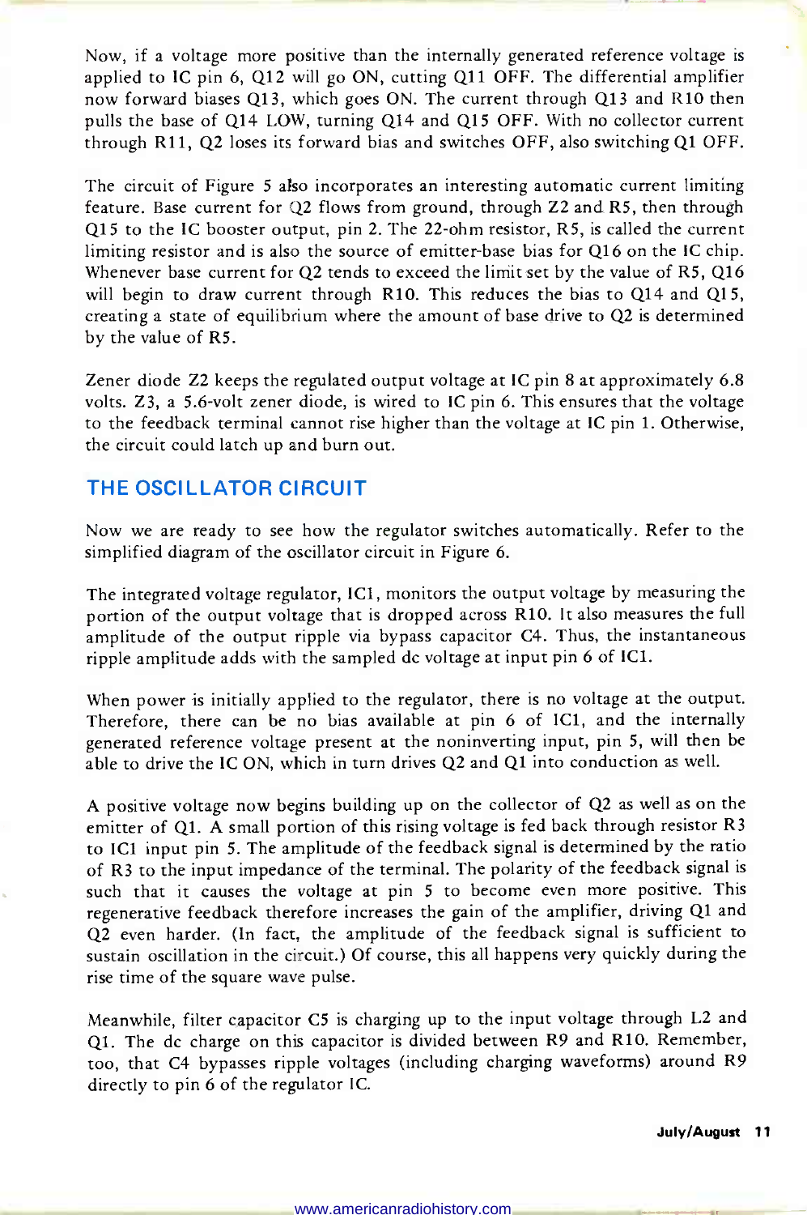Now, if a voltage more positive than the internally generated reference voltage is applied to IC pin 6, Q12 will go ON, cutting Q11 OFF. The differential amplifier now forward biases Q13, which goes ON. The current through Q13 and R10 then pulls the base of Q14 LOW, turning Q14 and Q15 OFF. With no collector current through R11, Q2 loses its forward bias and switches OFF, also switching Q1 OFF.

The circuit of Figure 5 also incorporates an interesting automatic current limiting feature. Base current for Q2 flows from ground, through Z2 and R5, then through Q15 to the IC booster output, pin 2. The 22-ohm resistor, R5, is called the current limiting resistor and is also the source of emitter-base bias for Q16 on the IC chip. Whenever base current for Q2 tends to exceed the limit set by the value of R5, Q16 will begin to draw current through R10. This reduces the bias to Q14 and Q15, creating a state of equilibrium where the amount of base drive to Q2 is determined by the value of R5.

Zener diode Z2 keeps the regulated output voltage at IC pin 8 at approximately 6.8 volts. Z3, a 5.6-volt zener diode, is wired to IC pin 6. This ensures that the voltage to the feedback terminal cannot rise higher than the voltage at IC pin 1. Otherwise, the circuit could latch up and burn out.

## THE OSCILLATOR CIRCUIT

Now we are ready to see how the regulator switches automatically. Refer to the simplified diagram of the oscillator circuit in Figure 6.

The integrated voltage regulator, IC1, monitors the output voltage by measuring the portion of the output voltage that is dropped across R10. It also measures the full amplitude of the output ripple via bypass capacitor C4. Thus, the instantaneous ripple amplitude adds with the sampled dc voltage at input pin 6 of IC1.

When power is initially applied to the regulator, there is no voltage at the output. Therefore, there can be no bias available at pin 6 of IC1, and the internally generated reference voltage present at the noninverting input, pin 5, will then be able to drive the IC ON, which in turn drives Q2 and Q1 into conduction as well.

A positive voltage now begins building up on the collector of Q2 as well as on the emitter of Q1. A small portion of this rising voltage is fed back through resistor R3 to IC1 input pin 5. The amplitude of the feedback signal is determined by the ratio of R3 to the input impedance of the terminal. The polarity of the feedback signal is such that it causes the voltage at pin 5 to become even more positive. This regenerative feedback therefore increases the gain of the amplifier, driving Q1 and Q2 even harder. (In fact, the amplitude of the feedback signal is sufficient to sustain oscillation in the circuit.) Of course, this all happens very quickly during the rise time of the square wave pulse.

Meanwhile, filter capacitor C5 is charging up to the input voltage through L2 and Q1. The dc charge on this capacitor is divided between R9 and R10. Remember, too, that C4 bypasses ripple voltages (including charging waveforms) around R9 directly to pin 6 of the regulator IC.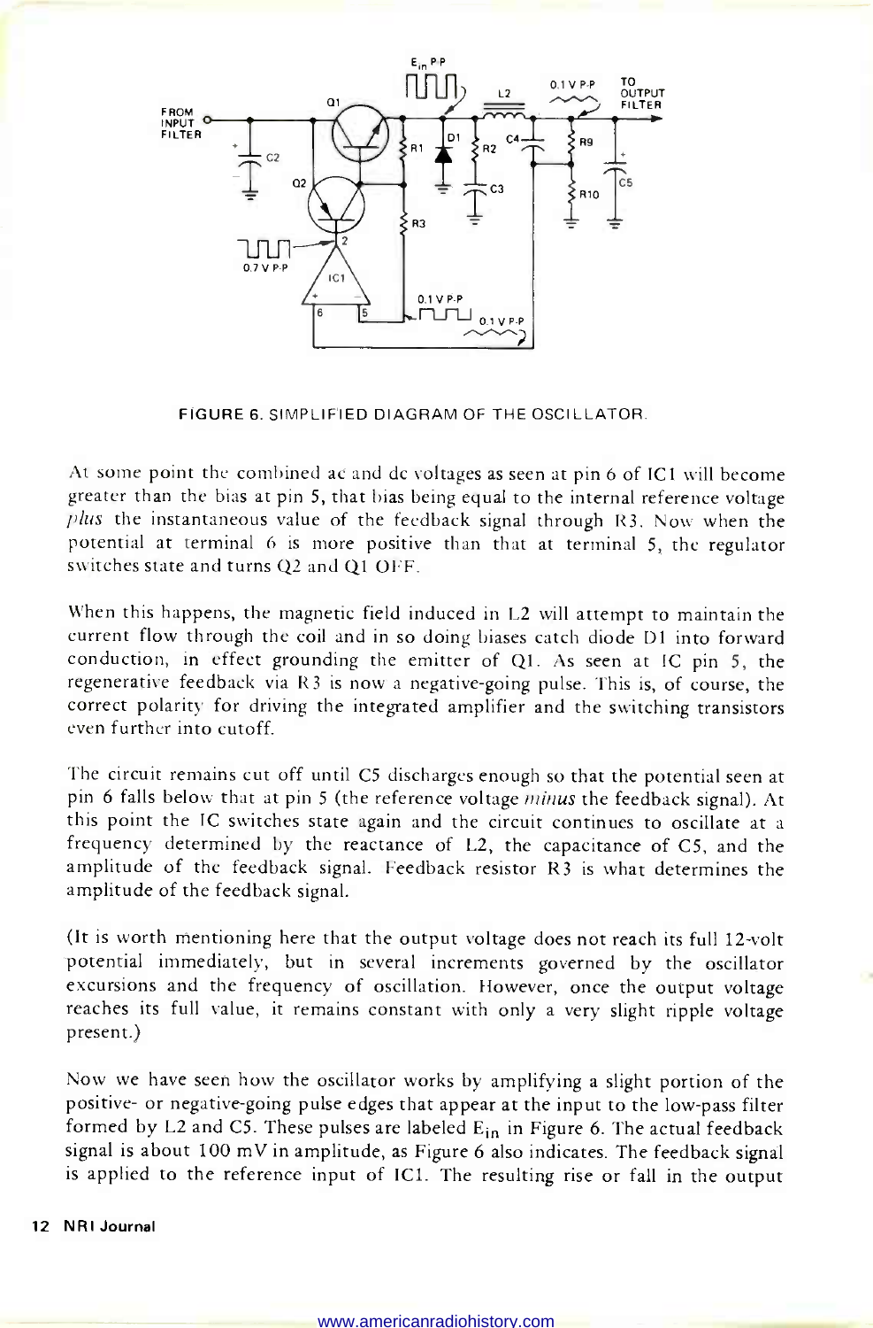FIGURE 6. SIMPLIFIED DIAGRAM OF THE OSCILLATOR.

At some point the combined ac and dc voltages as seen at pin 6 of IC1 will become greater than the bias at pin 5, that bias being equal to the internal reference voltage *plus* the instantaneous value of the feedback signal through R3. Now when the potential at terminal 6 is more positive than that at terminal 5, the regulator switches state and turns Q2 and Q1 OFF.

When this happens, the magnetic field induced in L2 will attempt to maintain the current flow through the coil and in so doing biases catch diode D1 into forward conduction, in effect grounding the emitter of Q1. As seen at IC pin 5, the regenerative feedback via R3 is now a negative-going pulse. This is, of course, the correct polarity for driving the integrated amplifier and the switching transistors even further into cutoff.

The circuit remains cut off until C5 discharges enough so that the potential seen at pin 6 falls below that at pin 5 (the reference voltage *minus* the feedback signal). At this point the IC switches state again and the circuit continues to oscillate at a frequency determined by the reactance of L2, the capacitance of C5, and the amplitude of the feedback signal. Feedback resistor R3 is what determines the amplitude of the feedback signal.

(It is worth mentioning here that the output voltage does not reach its full 12-volt potential immediately, but in several increments governed by the oscillator excursions and the frequency of oscillation. However, once the output voltage reaches its full value, it remains constant with only a very slight ripple voltage present.)

Now we have seen how the oscillator works by amplifying a slight portion of the positive- or negative-going pulse edges that appear at the input to the low-pass filter formed by L2 and C5. These pulses are labeled $E_{in}$ in Figure 6. The actual feedback signal is about 100 mV in amplitude, as Figure 6 also indicates. The feedback signal is applied to the reference input of IC1. The resulting rise or fall in the output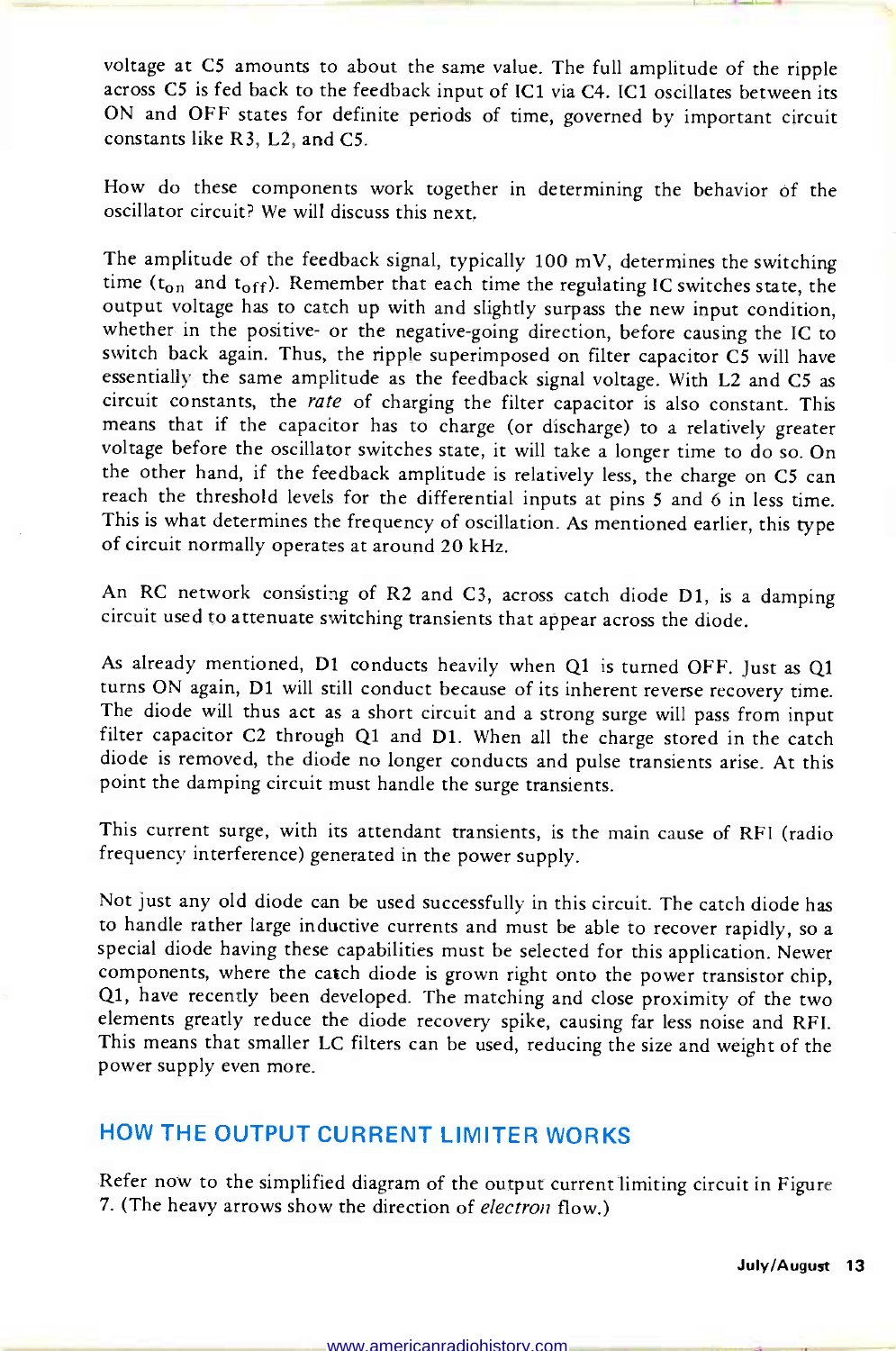voltage at C5 amounts to about the same value. The full amplitude of the ripple across C5 is fed back to the feedback input of IC1 via C4. IC1 oscillates between its ON and OFF states for definite periods of time, governed by important circuit constants like R3, L2, and C5.

How do these components work together in determining the behavior of the oscillator circuit? We will discuss this next.

The amplitude of the feedback signal, typically 100 mV, determines the switching time ($t_{on}$ and $t_{off}$). Remember that each time the regulating IC switches state, the output voltage has to catch up with and slightly surpass the new input condition, whether in the positive- or the negative-going direction, before causing the IC to switch back again. Thus, the ripple superimposed on filter capacitor C5 will have essentially the same amplitude as the feedback signal voltage. With L2 and C5 as circuit constants, the *rate* of charging the filter capacitor is also constant. This means that if the capacitor has to charge (or discharge) to a relatively greater voltage before the oscillator switches state, it will take a longer time to do so. On the other hand, if the feedback amplitude is relatively less, the charge on C5 can reach the threshold levels for the differential inputs at pins 5 and 6 in less time. This is what determines the frequency of oscillation. As mentioned earlier, this type of circuit normally operates at around 20 kHz.

An RC network consisting of R2 and C3, across catch diode D1, is a damping circuit used to attenuate switching transients that appear across the diode.

As already mentioned, D1 conducts heavily when Q1 is turned OFF. Just as Q1 turns ON again, D1 will still conduct because of its inherent reverse recovery time. The diode will thus act as a short circuit and a strong surge will pass from input filter capacitor C2 through Q1 and D1. When all the charge stored in the catch diode is removed, the diode no longer conducts and pulse transients arise. At this point the damping circuit must handle the surge transients.

This current surge, with its attendant transients, is the main cause of RFI (radio frequency interference) generated in the power supply.

Not just any old diode can be used successfully in this circuit. The catch diode has to handle rather large inductive currents and must be able to recover rapidly, so a special diode having these capabilities must be selected for this application. Newer components, where the catch diode is grown right onto the power transistor chip, Q1, have recently been developed. The matching and close proximity of the two elements greatly reduce the diode recovery spike, causing far less noise and RFI. This means that smaller LC filters can be used, reducing the size and weight of the power supply even more.

## HOW THE OUTPUT CURRENT LIMITER WORKS

Refer now to the simplified diagram of the output current limiting circuit in Figure 7. (The heavy arrows show the direction of *electron* flow.)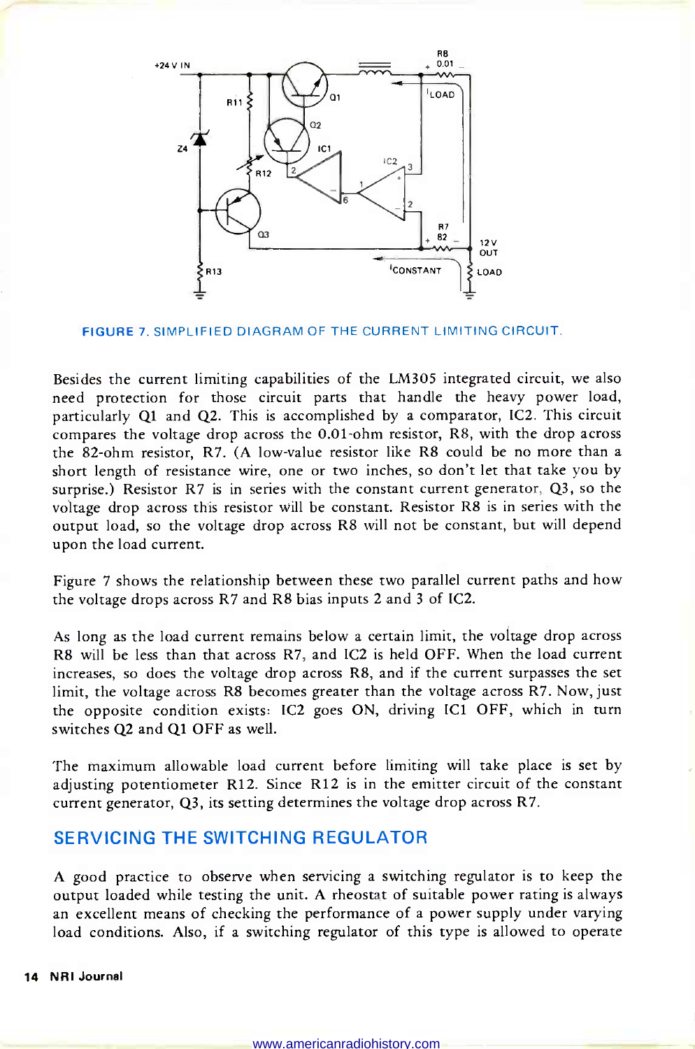FIGURE 7. SIMPLIFIED DIAGRAM OF THE CURRENT LIMITING CIRCUIT.

Besides the current limiting capabilities of the LM305 integrated circuit, we also need protection for those circuit parts that handle the heavy power load, particularly Q1 and Q2. This is accomplished by a comparator, IC2. This circuit compares the voltage drop across the 0.01-ohm resistor, R8, with the drop across the 82-ohm resistor, R7. (A low-value resistor like R8 could be no more than a short length of resistance wire, one or two inches, so don't let that take you by surprise.) Resistor R7 is in series with the constant current generator, Q3, so the voltage drop across this resistor will be constant. Resistor R8 is in series with the output load, so the voltage drop across R8 will not be constant, but will depend upon the load current.

Figure 7 shows the relationship between these two parallel current paths and how the voltage drops across R7 and R8 bias inputs 2 and 3 of IC2.

As long as the load current remains below a certain limit, the voltage drop across R8 will be less than that across R7, and IC2 is held OFF. When the load current increases, so does the voltage drop across R8, and if the current surpasses the set limit, the voltage across R8 becomes greater than the voltage across R7. Now, just the opposite condition exists: IC2 goes ON, driving IC1 OFF, which in turn switches Q2 and Q1 OFF as well.

The maximum allowable load current before limiting will take place is set by adjusting potentiometer R12. Since R12 is in the emitter circuit of the constant current generator, Q3, its setting determines the voltage drop across R7.

## SERVICING THE SWITCHING REGULATOR

A good practice to observe when servicing a switching regulator is to keep the output loaded while testing the unit. A rheostat of suitable power rating is always an excellent means of checking the performance of a power supply under varying load conditions. Also, if a switching regulator of this type is allowed to operate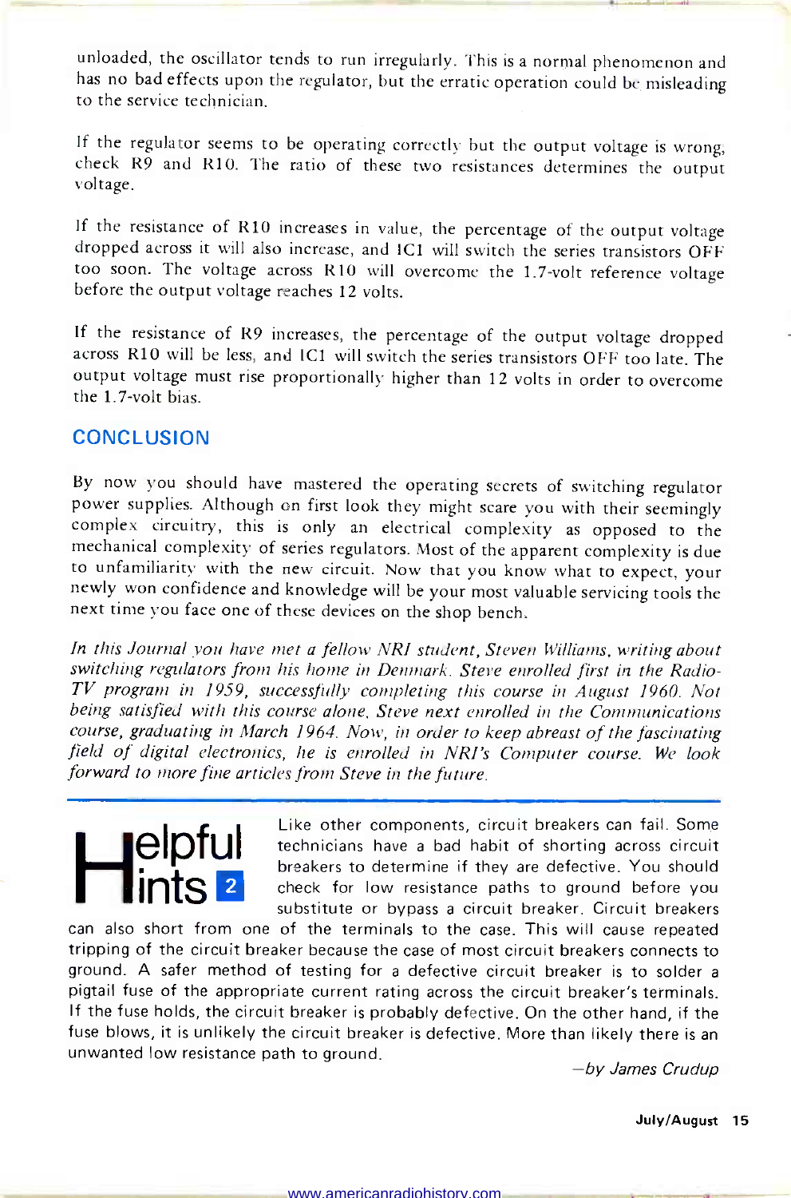unloaded, the oscillator tends to run irregularly. This is a normal phenomenon and has no bad effects upon the regulator, but the erratic operation could be misleading to the service technician.

If the regulator seems to be operating correctly but the output voltage is wrong, check R9 and R10. The ratio of these two resistances determines the output voltage.

If the resistance of R10 increases in value, the percentage of the output voltage dropped across it will also increase, and IC1 will switch the series transistors OFF too soon. The voltage across R10 will overcome the 1.7-volt reference voltage before the output voltage reaches 12 volts.

If the resistance of R9 increases, the percentage of the output voltage dropped across R10 will be less, and IC1 will switch the series transistors OFF too late. The output voltage must rise proportionally higher than 12 volts in order to overcome the 1.7-volt bias.

## CONCLUSION

By now you should have mastered the operating secrets of switching regulator power supplies. Although on first look they might scare you with their seemingly complex circuitry, this is only an electrical complexity as opposed to the mechanical complexity of series regulators. Most of the apparent complexity is due to unfamiliarity with the new circuit. Now that you know what to expect, your newly won confidence and knowledge will be your most valuable servicing tools the next time you face one of these devices on the shop bench.

*In this Journal you have met a fellow NRI student, Steven Williams, writing about switching regulators from his home in Denmark. Steve enrolled first in the Radio-TV program in 1959, successfully completing this course in August 1960. Not being satisfied with this course alone, Steve next enrolled in the Communications course, graduating in March 1964. Now, in order to keep abreast of the fascinating field of digital electronics, he is enrolled in NRI's Computer course. We look forward to more fine articles from Steve in the future.*

---

## Helpful Hints 2

Like other components, circuit breakers can fail. Some technicians have a bad habit of shorting across circuit breakers to determine if they are defective. You should check for low resistance paths to ground before you substitute or bypass a circuit breaker. Circuit breakers can also short from one of the terminals to the case. This will cause repeated tripping of the circuit breaker because the case of most circuit breakers connects to ground. A safer method of testing for a defective circuit breaker is to solder a pigtail fuse of the appropriate current rating across the circuit breaker's terminals. If the fuse holds, the circuit breaker is probably defective. On the other hand, if the fuse blows, it is unlikely the circuit breaker is defective. More than likely there is an unwanted low resistance path to ground.

*—by James Crudup*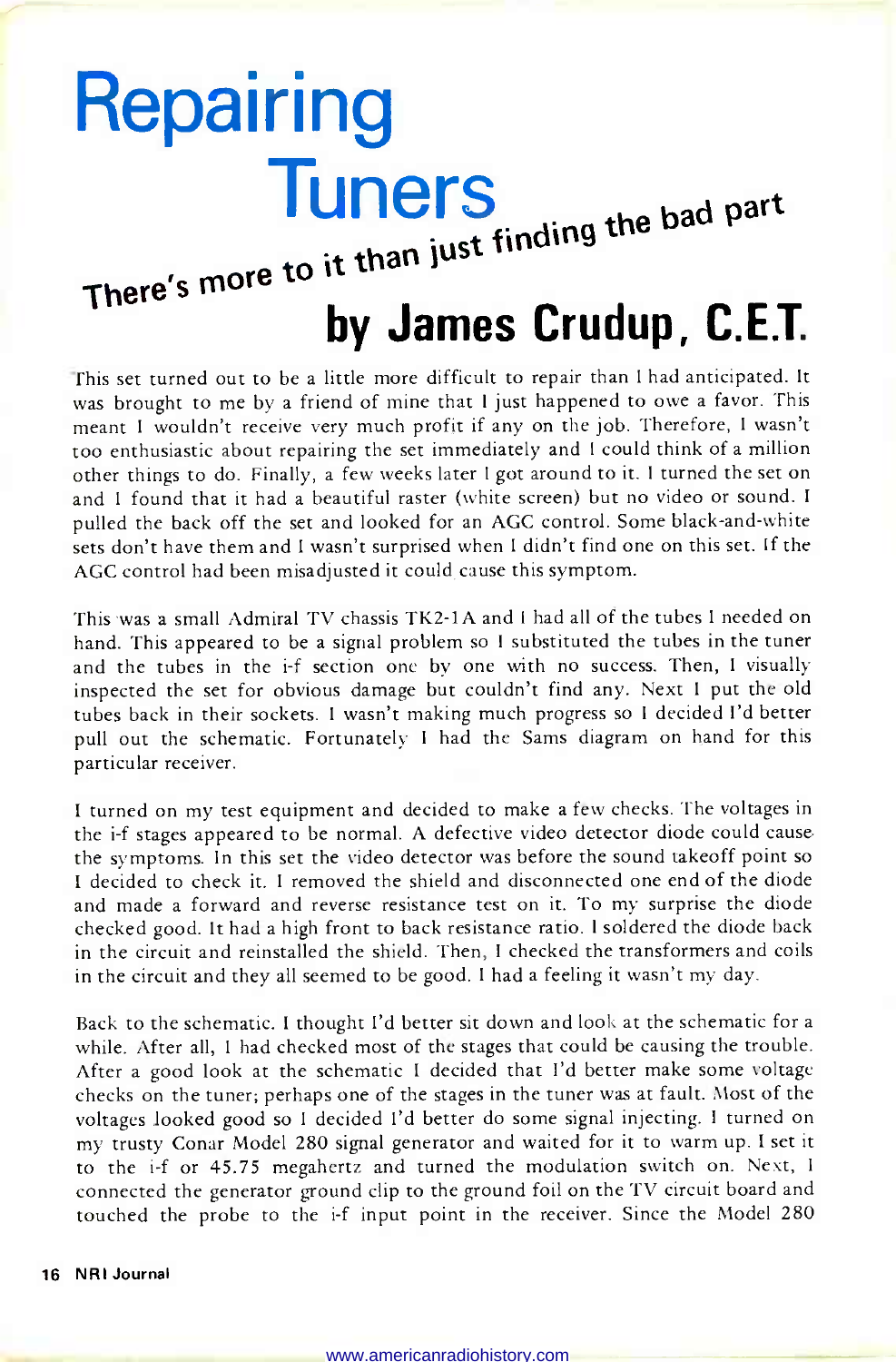# Repairing Tuners

## There's more to it than just finding the bad part

### by James Crudup, C.E.T.

This set turned out to be a little more difficult to repair than I had anticipated. It was brought to me by a friend of mine that I just happened to owe a favor. This meant I wouldn't receive very much profit if any on the job. Therefore, I wasn't too enthusiastic about repairing the set immediately and I could think of a million other things to do. Finally, a few weeks later I got around to it. I turned the set on and I found that it had a beautiful raster (white screen) but no video or sound. I pulled the back off the set and looked for an AGC control. Some black-and-white sets don't have them and I wasn't surprised when I didn't find one on this set. If the AGC control had been misadjusted it could cause this symptom.

This was a small Admiral TV chassis TK2-1A and I had all of the tubes I needed on hand. This appeared to be a signal problem so I substituted the tubes in the tuner and the tubes in the i-f section one by one with no success. Then, I visually inspected the set for obvious damage but couldn't find any. Next I put the old tubes back in their sockets. I wasn't making much progress so I decided I'd better pull out the schematic. Fortunately I had the Sams diagram on hand for this particular receiver.

I turned on my test equipment and decided to make a few checks. The voltages in the i-f stages appeared to be normal. A defective video detector diode could cause the symptoms. In this set the video detector was before the sound takeoff point so I decided to check it. I removed the shield and disconnected one end of the diode and made a forward and reverse resistance test on it. To my surprise the diode checked good. It had a high front to back resistance ratio. I soldered the diode back in the circuit and reinstalled the shield. Then, I checked the transformers and coils in the circuit and they all seemed to be good. I had a feeling it wasn't my day.

Back to the schematic. I thought I'd better sit down and look at the schematic for a while. After all, I had checked most of the stages that could be causing the trouble. After a good look at the schematic I decided that I'd better make some voltage checks on the tuner; perhaps one of the stages in the tuner was at fault. Most of the voltages looked good so I decided I'd better do some signal injecting. I turned on my trusty Conar Model 280 signal generator and waited for it to warm up. I set it to the i-f or 45.75 megahertz and turned the modulation switch on. Next, I connected the generator ground clip to the ground foil on the TV circuit board and touched the probe to the i-f input point in the receiver. Since the Model 280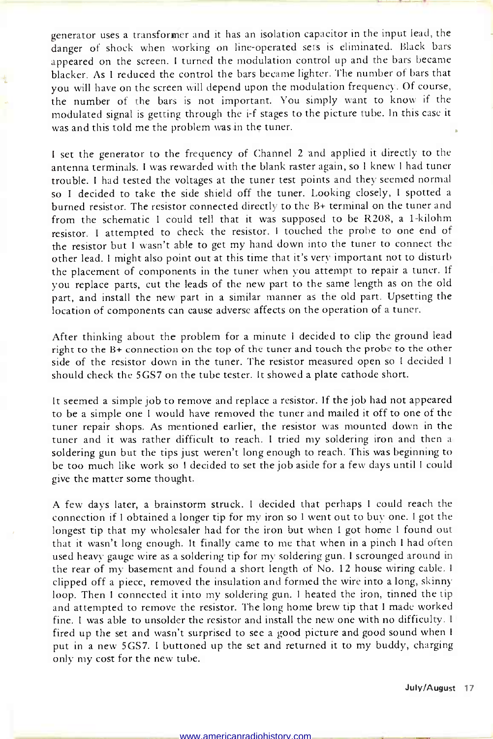generator uses a transformer and it has an isolation capacitor in the input lead, the danger of shock when working on line-operated sets is eliminated. Black bars appeared on the screen. I turned the modulation control up and the bars became blacker. As I reduced the control the bars became lighter. The number of bars that you will have on the screen will depend upon the modulation frequency. Of course, the number of the bars is not important. You simply want to know if the modulated signal is getting through the i-f stages to the picture tube. In this case it was and this told me the problem was in the tuner.

I set the generator to the frequency of Channel 2 and applied it directly to the antenna terminals. I was rewarded with the blank raster again, so I knew I had tuner trouble. I had tested the voltages at the tuner test points and they seemed normal so I decided to take the side shield off the tuner. Looking closely, I spotted a burned resistor. The resistor connected directly to the B+ terminal on the tuner and from the schematic I could tell that it was supposed to be R208, a 1-kilohm resistor. I attempted to check the resistor. I touched the probe to one end of the resistor but I wasn't able to get my hand down into the tuner to connect the other lead. I might also point out at this time that it's very important not to disturb the placement of components in the tuner when you attempt to repair a tuner. If you replace parts, cut the leads of the new part to the same length as on the old part, and install the new part in a similar manner as the old part. Upsetting the location of components can cause adverse affects on the operation of a tuner.

After thinking about the problem for a minute I decided to clip the ground lead right to the B+ connection on the top of the tuner and touch the probe to the other side of the resistor down in the tuner. The resistor measured open so I decided I should check the 5GS7 on the tube tester. It showed a plate cathode short.

It seemed a simple job to remove and replace a resistor. If the job had not appeared to be a simple one I would have removed the tuner and mailed it off to one of the tuner repair shops. As mentioned earlier, the resistor was mounted down in the tuner and it was rather difficult to reach. I tried my soldering iron and then a soldering gun but the tips just weren't long enough to reach. This was beginning to be too much like work so I decided to set the job aside for a few days until I could give the matter some thought.

A few days later, a brainstorm struck. I decided that perhaps I could reach the connection if I obtained a longer tip for my iron so I went out to buy one. I got the longest tip that my wholesaler had for the iron but when I got home I found out that it wasn't long enough. It finally came to me that when in a pinch I had often used heavy gauge wire as a soldering tip for my soldering gun. I scrounged around in the rear of my basement and found a short length of No. 12 house wiring cable. I clipped off a piece, removed the insulation and formed the wire into a long, skinny loop. Then I connected it into my soldering gun. I heated the iron, tinned the tip and attempted to remove the resistor. The long home brew tip that I made worked fine. I was able to unsolder the resistor and install the new one with no difficulty. I fired up the set and wasn't surprised to see a good picture and good sound when I put in a new 5GS7. I buttoned up the set and returned it to my buddy, charging only my cost for the new tube.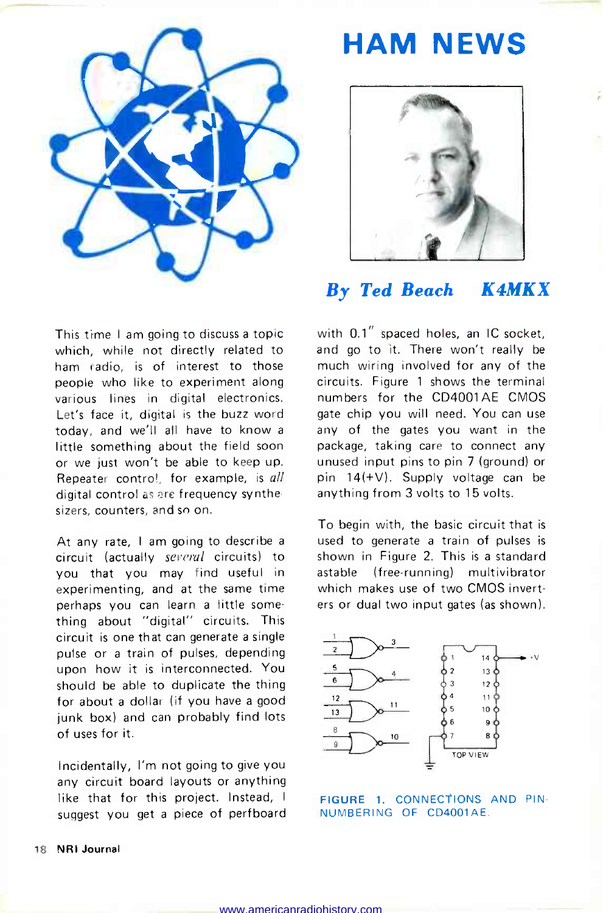# HAM NEWS

*By Ted Beach K4MKX*

This time I am going to discuss a topic which, while not directly related to ham radio, is of interest to those people who like to experiment along various lines in digital electronics. Let's face it, digital is the buzz word today, and we'll all have to know a little something about the field soon or we just won't be able to keep up. Repeater control, for example, is *all* digital control as are frequency synthesizers, counters, and so on.

At any rate, I am going to describe a circuit (actually *several* circuits) to you that you may find useful in experimenting, and at the same time perhaps you can learn a little something about "digital" circuits. This circuit is one that can generate a single pulse or a train of pulses, depending upon how it is interconnected. You should be able to duplicate the thing for about a dollar (if you have a good junk box) and can probably find lots of uses for it.

Incidentally, I'm not going to give you any circuit board layouts or anything like that for this project. Instead, I suggest you get a piece of perfboard with 0.1" spaced holes, an IC socket, and go to it. There won't really be much wiring involved for any of the circuits. Figure 1 shows the terminal numbers for the CD4001AE CMOS gate chip you will need. You can use any of the gates you want in the package, taking care to connect any unused input pins to pin 7 (ground) or pin 14(+V). Supply voltage can be anything from 3 volts to 15 volts.

To begin with, the basic circuit that is used to generate a train of pulses is shown in Figure 2. This is a standard astable (free-running) multivibrator which makes use of two CMOS inverters or dual two input gates (as shown).

FIGURE 1. CONNECTIONS AND PIN-NUMBERING OF CD4001AE.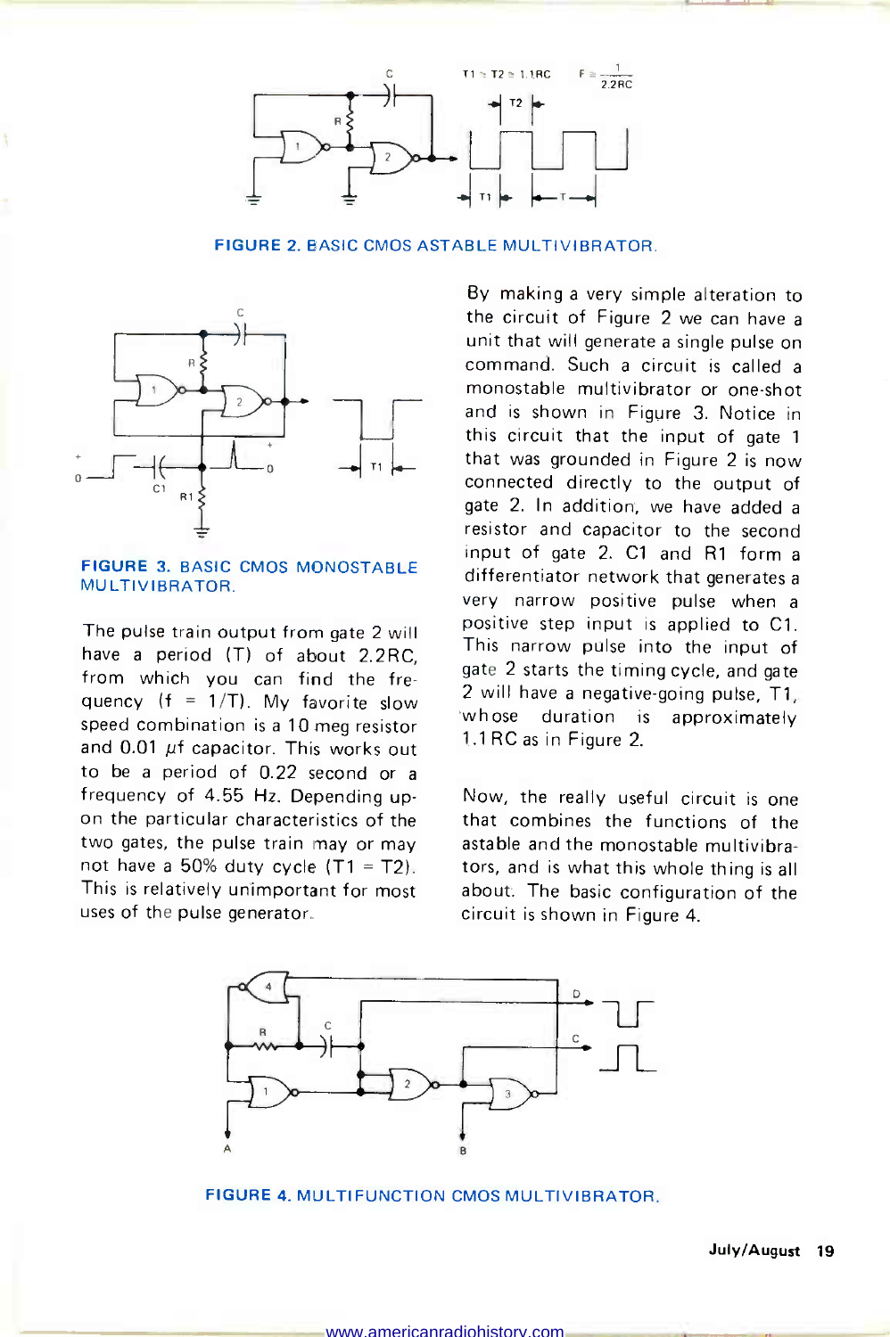FIGURE 2. BASIC CMOS ASTABLE MULTIVIBRATOR.

FIGURE 3. BASIC CMOS MONOSTABLE MULTIVIBRATOR.

The pulse train output from gate 2 will have a period (T) of about 2.2RC, from which you can find the frequency (f = 1/T). My favorite slow speed combination is a 10 meg resistor and 0.01 μf capacitor. This works out to be a period of 0.22 second or a frequency of 4.55 Hz. Depending upon the particular characteristics of the two gates, the pulse train may or may not have a 50% duty cycle (T1 = T2). This is relatively unimportant for most uses of the pulse generator.

By making a very simple alteration to the circuit of Figure 2 we can have a unit that will generate a single pulse on command. Such a circuit is called a monostable multivibrator or one-shot and is shown in Figure 3. Notice in this circuit that the input of gate 1 that was grounded in Figure 2 is now connected directly to the output of gate 2. In addition, we have added a resistor and capacitor to the second input of gate 2. C1 and R1 form a differentiator network that generates a very narrow positive pulse when a positive step input is applied to C1. This narrow pulse into the input of gate 2 starts the timing cycle, and gate 2 will have a negative-going pulse, T1, whose duration is approximately 1.1RC as in Figure 2.

Now, the really useful circuit is one that combines the functions of the astable and the monostable multivibrators, and is what this whole thing is all about. The basic configuration of the circuit is shown in Figure 4.

FIGURE 4. MULTIFUNCTION CMOS MULTIVIBRATOR.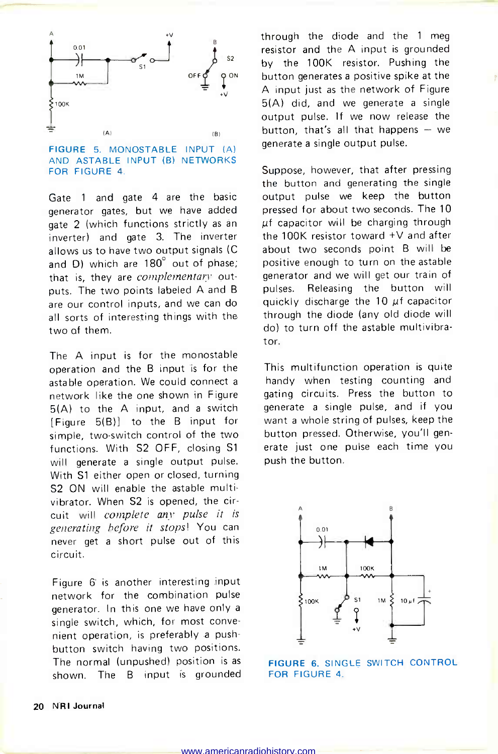FIGURE 5. MONOSTABLE INPUT (A) AND ASTABLE INPUT (B) NETWORKS FOR FIGURE 4.

Gate 1 and gate 4 are the basic generator gates, but we have added gate 2 (which functions strictly as an inverter) and gate 3. The inverter allows us to have two output signals (C and D) which are 180° out of phase; that is, they are *complementary* outputs. The two points labeled A and B are our control inputs, and we can do all sorts of interesting things with the two of them.

The A input is for the monostable operation and the B input is for the astable operation. We could connect a network like the one shown in Figure 5(A) to the A input, and a switch [Figure 5(B)] to the B input for simple, two-switch control of the two functions. With S2 OFF, closing S1 will generate a single output pulse. With S1 either open or closed, turning S2 ON will enable the astable multivibrator. When S2 is opened, the circuit will *complete any pulse it is generating before it stops*! You can never get a short pulse out of this circuit.

Figure 6 is another interesting input network for the combination pulse generator. In this one we have only a single switch, which, for most convenient operation, is preferably a push-button switch having two positions. The normal (unpushed) position is as shown. The B input is grounded through the diode and the 1 meg resistor and the A input is grounded by the 100K resistor. Pushing the button generates a positive spike at the A input just as the network of Figure 5(A) did, and we generate a single output pulse. If we now release the button, that's all that happens — we generate a single output pulse.

Suppose, however, that after pressing the button and generating the single output pulse we keep the button pressed for about two seconds. The 10 μf capacitor will be charging through the 100K resistor toward +V and after about two seconds point B will be positive enough to turn on the astable generator and we will get our train of pulses. Releasing the button will quickly discharge the 10 μf capacitor through the diode (any old diode will do) to turn off the astable multivibrator.

This multifunction operation is quite handy when testing counting and gating circuits. Press the button to generate a single pulse, and if you want a whole string of pulses, keep the button pressed. Otherwise, you'll generate just one pulse each time you push the button.

FIGURE 6. SINGLE SWITCH CONTROL FOR FIGURE 4.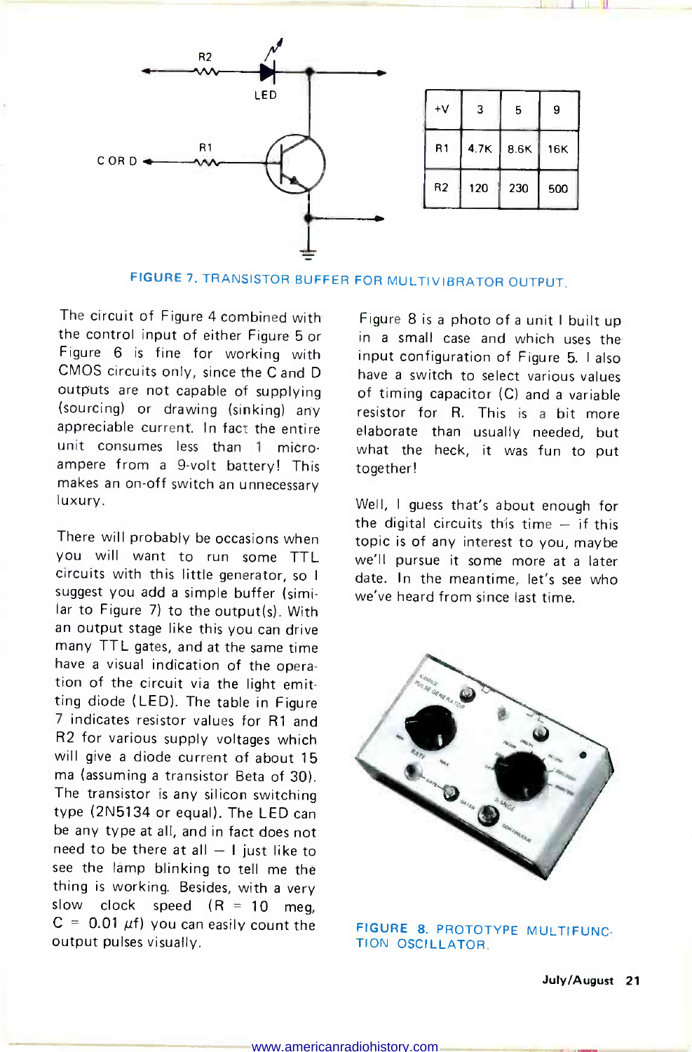| +V | 3 | 5 | 9 |
|---|---|---|---|
| R1 | 4.7K | 8.6K | 16K |
| R2 | 120 | 230 | 500 |

FIGURE 7. TRANSISTOR BUFFER FOR MULTIVIBRATOR OUTPUT.

The circuit of Figure 4 combined with the control input of either Figure 5 or Figure 6 is fine for working with CMOS circuits only, since the C and D outputs are not capable of supplying (sourcing) or drawing (sinking) any appreciable current. In fact the entire unit consumes less than 1 microampere from a 9-volt battery! This makes an on-off switch an unnecessary luxury.

There will probably be occasions when you will want to run some TTL circuits with this little generator, so I suggest you add a simple buffer (similar to Figure 7) to the output(s). With an output stage like this you can drive many TTL gates, and at the same time have a visual indication of the operation of the circuit via the light emitting diode (LED). The table in Figure 7 indicates resistor values for R1 and R2 for various supply voltages which will give a diode current of about 15 ma (assuming a transistor Beta of 30). The transistor is any silicon switching type (2N5134 or equal). The LED can be any type at all, and in fact does not need to be there at all — I just like to see the lamp blinking to tell me the thing is working. Besides, with a very slow clock speed (R = 10 meg, C = 0.01 $\mu$f) you can easily count the output pulses visually.

Figure 8 is a photo of a unit I built up in a small case and which uses the input configuration of Figure 5. I also have a switch to select various values of timing capacitor (C) and a variable resistor for R. This is a bit more elaborate than usually needed, but what the heck, it was fun to put together!

Well, I guess that's about enough for the digital circuits this time — if this topic is of any interest to you, maybe we'll pursue it some more at a later date. In the meantime, let's see who we've heard from since last time.

FIGURE 8. PROTOTYPE MULTIFUNCTION OSCILLATOR.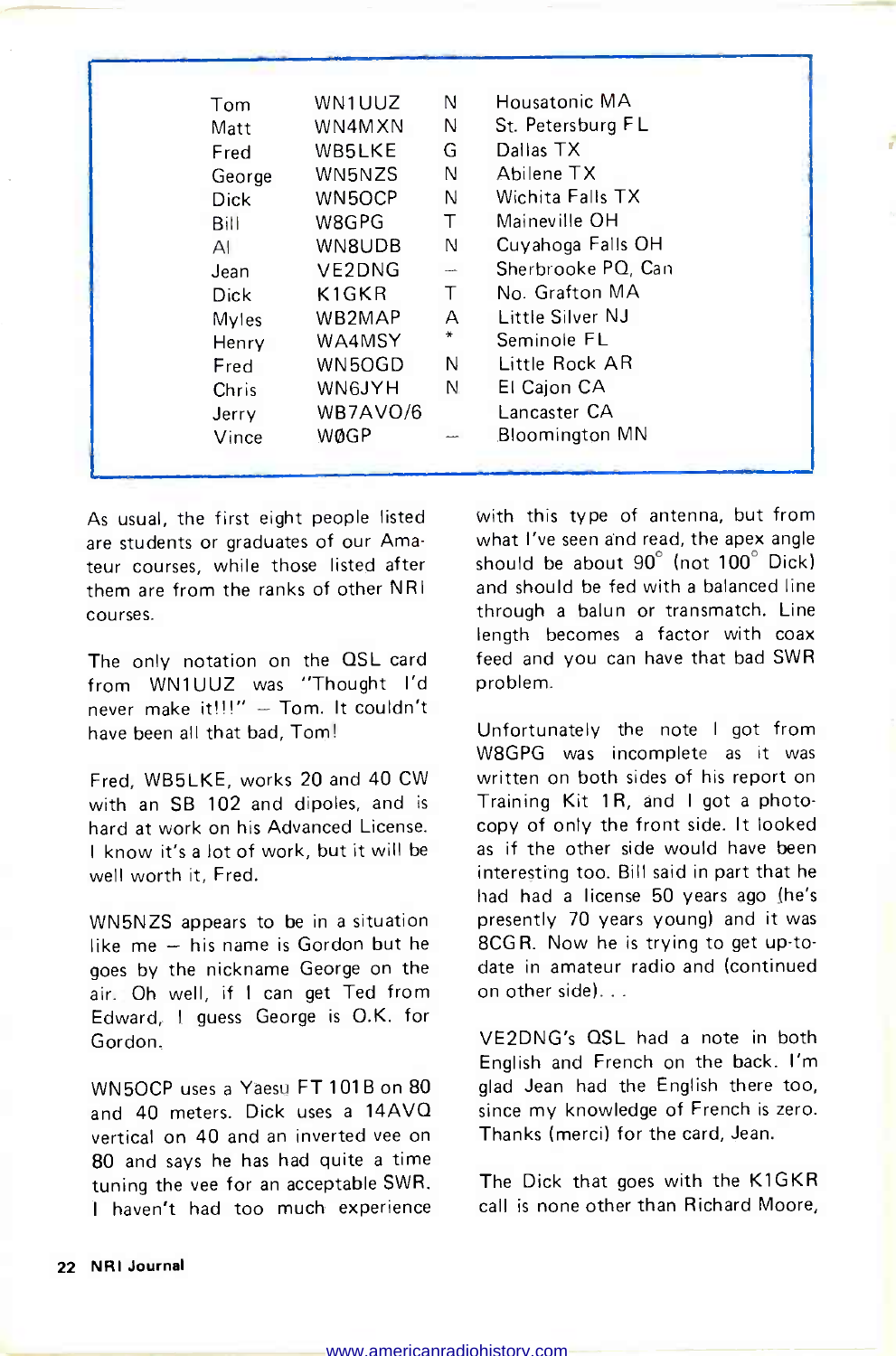| | | | |
|---|---|---|---|
| Tom | WN1UUZ | N | Housatonic MA |
| Matt | WN4MXN | N | St. Petersburg FL |
| Fred | WB5LKE | G | Dallas TX |
| George | WN5NZS | N | Abilene TX |
| Dick | WN5OCP | N | Wichita Falls TX |
| Bill | W8GPG | T | Maineville OH |
| Al | WN8UDB | N | Cuyahoga Falls OH |
| Jean | VE2DNG | – | Sherbrooke PQ, Can |
| Dick | K1GKR | T | No. Grafton MA |
| Myles | WB2MAP | A | Little Silver NJ |
| Henry | WA4MSY | * | Seminole FL |
| Fred | WN5OGD | N | Little Rock AR |
| Chris | WN6JYH | N | El Cajon CA |
| Jerry | WB7AVO/6 | | Lancaster CA |
| Vince | WØGP | – | Bloomington MN |

As usual, the first eight people listed are students or graduates of our Amateur courses, while those listed after them are from the ranks of other NRI courses.

The only notation on the QSL card from WN1UUZ was "Thought I'd never make it!!!" – Tom. It couldn't have been all that bad, Tom!

Fred, WB5LKE, works 20 and 40 CW with an SB 102 and dipoles, and is hard at work on his Advanced License. I know it's a lot of work, but it will be well worth it, Fred.

WN5NZS appears to be in a situation like me – his name is Gordon but he goes by the nickname George on the air. Oh well, if I can get Ted from Edward, I guess George is O.K. for Gordon.

WN5OCP uses a Yaesu FT 101B on 80 and 40 meters. Dick uses a 14AVQ vertical on 40 and an inverted vee on 80 and says he has had quite a time tuning the vee for an acceptable SWR. I haven't had too much experience with this type of antenna, but from what I've seen and read, the apex angle should be about 90° (not 100° Dick) and should be fed with a balanced line through a balun or transmatch. Line length becomes a factor with coax feed and you can have that bad SWR problem.

Unfortunately the note I got from W8GPG was incomplete as it was written on both sides of his report on Training Kit 1R, and I got a photocopy of only the front side. It looked as if the other side would have been interesting too. Bill said in part that he had had a license 50 years ago (he's presently 70 years young) and it was 8CGR. Now he is trying to get up-to-date in amateur radio and (continued on other side). . .

VE2DNG's QSL had a note in both English and French on the back. I'm glad Jean had the English there too, since my knowledge of French is zero. Thanks (merci) for the card, Jean.

The Dick that goes with the K1GKR call is none other than Richard Moore,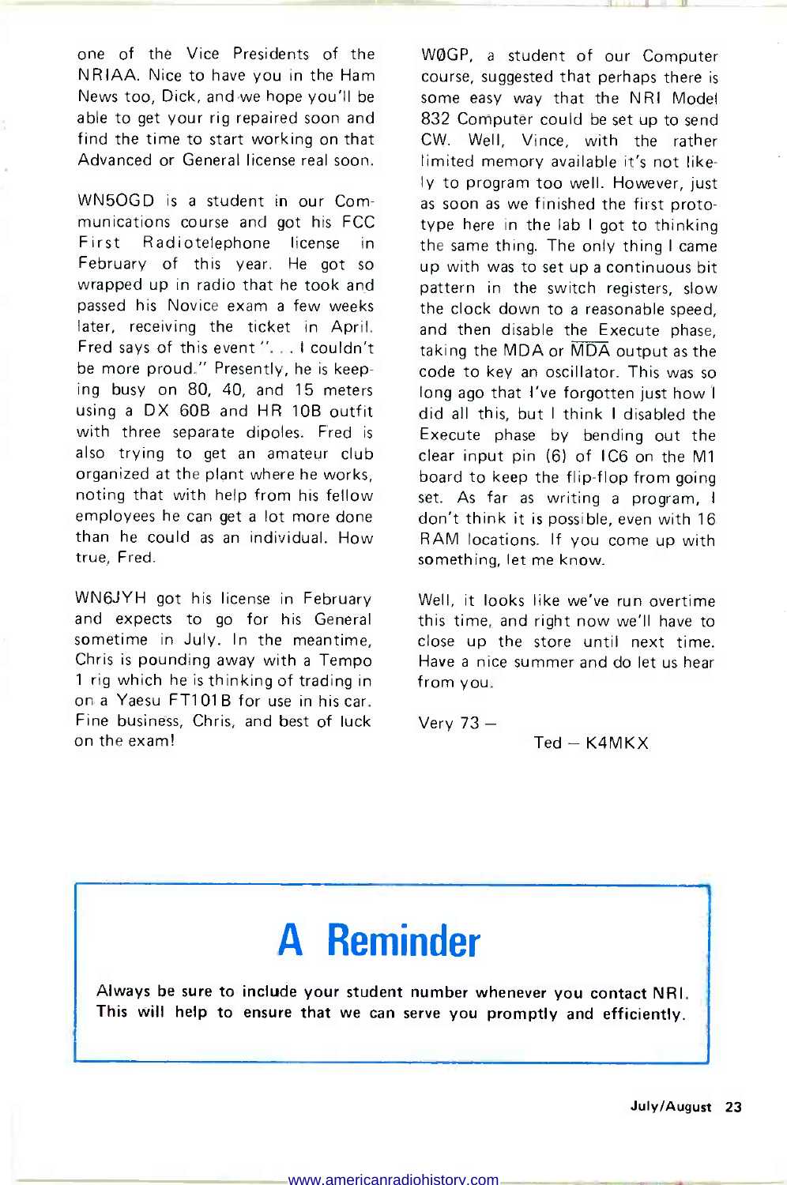one of the Vice Presidents of the NRIAA. Nice to have you in the Ham News too, Dick, and we hope you'll be able to get your rig repaired soon and find the time to start working on that Advanced or General license real soon.

WN5OGD is a student in our Communications course and got his FCC First Radiotelephone license in February of this year. He got so wrapped up in radio that he took and passed his Novice exam a few weeks later, receiving the ticket in April. Fred says of this event ". . . I couldn't be more proud." Presently, he is keeping busy on 80, 40, and 15 meters using a DX 60B and HR 10B outfit with three separate dipoles. Fred is also trying to get an amateur club organized at the plant where he works, noting that with help from his fellow employees he can get a lot more done than he could as an individual. How true, Fred.

WN6JYH got his license in February and expects to go for his General sometime in July. In the meantime, Chris is pounding away with a Tempo 1 rig which he is thinking of trading in on a Yaesu FT101B for use in his car. Fine business, Chris, and best of luck on the exam!

WØGP, a student of our Computer course, suggested that perhaps there is some easy way that the NRI Model 832 Computer could be set up to send CW. Well, Vince, with the rather limited memory available it's not likely to program too well. However, just as soon as we finished the first prototype here in the lab I got to thinking the same thing. The only thing I came up with was to set up a continuous bit pattern in the switch registers, slow the clock down to a reasonable speed, and then disable the Execute phase, taking the MDA or $\overline{\text{MDA}}$ output as the code to key an oscillator. This was so long ago that I've forgotten just how I did all this, but I think I disabled the Execute phase by bending out the clear input pin (6) of IC6 on the M1 board to keep the flip-flop from going set. As far as writing a program, I don't think it is possible, even with 16 RAM locations. If you come up with something, let me know.

Well, it looks like we've run overtime this time, and right now we'll have to close up the store until next time. Have a nice summer and do let us hear from you.

Very 73 —

Ted — K4MKX

# A Reminder

**Always be sure to include your student number whenever you contact NRI. This will help to ensure that we can serve you promptly and efficiently.**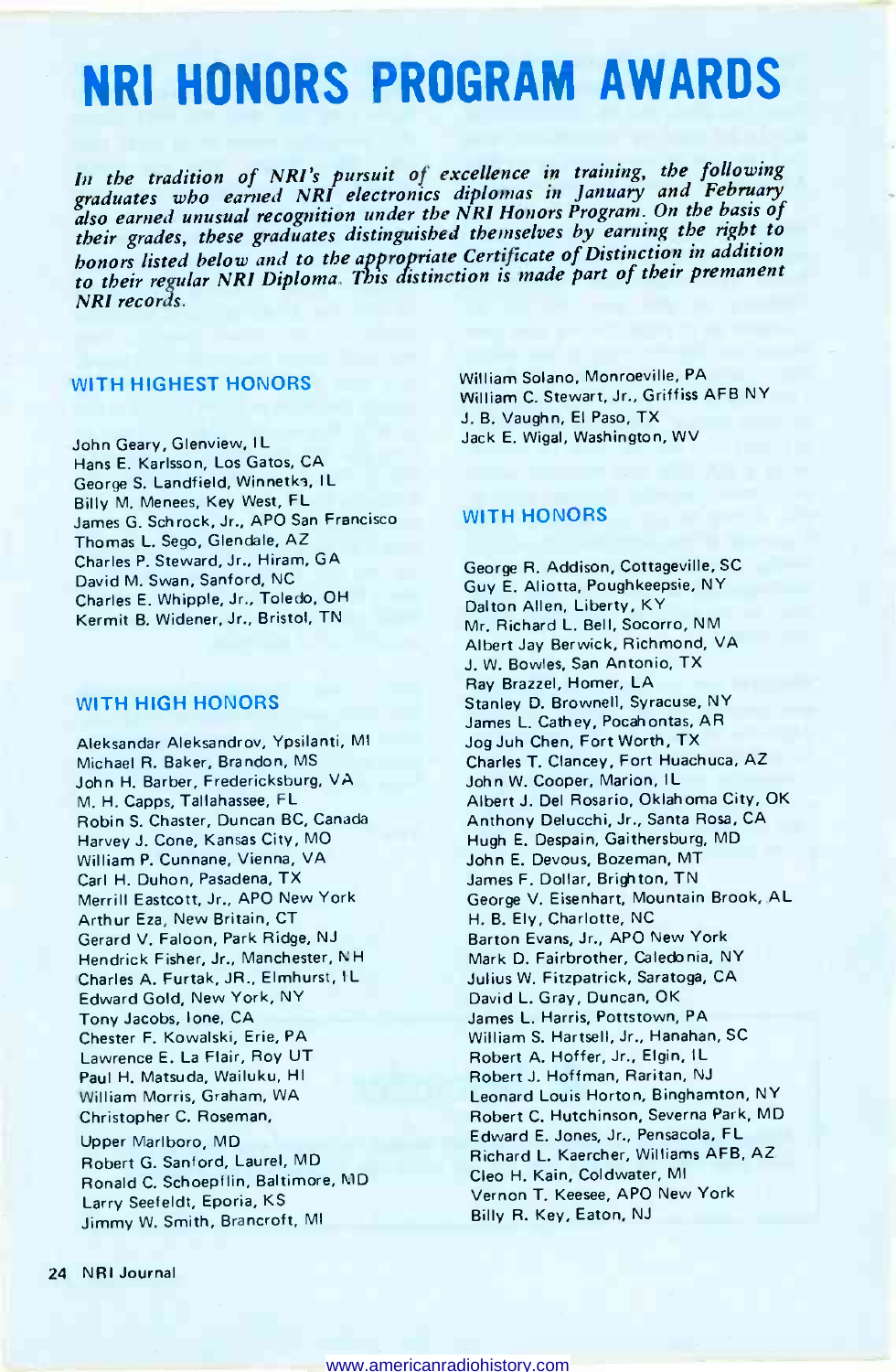# NRI HONORS PROGRAM AWARDS

*In the tradition of NRI's pursuit of excellence in training, the following graduates who earned NRI electronics diplomas in January and February also earned unusual recognition under the NRI Honors Program. On the basis of their grades, these graduates distinguished themselves by earning the right to honors listed below and to the appropriate Certificate of Distinction in addition to their regular NRI Diploma. This distinction is made part of their premanent NRI records.*

## WITH HIGHEST HONORS

John Geary, Glenview, IL
Hans E. Karlsson, Los Gatos, CA
George S. Landfield, Winnetka, IL
Billy M. Menees, Key West, FL
James G. Schrock, Jr., APO San Francisco
Thomas L. Sego, Glendale, AZ
Charles P. Steward, Jr., Hiram, GA
David M. Swan, Sanford, NC
Charles E. Whipple, Jr., Toledo, OH
Kermit B. Widener, Jr., Bristol, TN

## WITH HIGH HONORS

Aleksandar Aleksandrov, Ypsilanti, MI
Michael R. Baker, Brandon, MS
John H. Barber, Fredericksburg, VA
M. H. Capps, Tallahassee, FL
Robin S. Chaster, Duncan BC, Canada
Harvey J. Cone, Kansas City, MO
William P. Cunnane, Vienna, VA
Carl H. Duhon, Pasadena, TX
Merrill Eastcott, Jr., APO New York
Arthur Eza, New Britain, CT
Gerard V. Faloon, Park Ridge, NJ
Hendrick Fisher, Jr., Manchester, NH
Charles A. Furtak, JR., Elmhurst, IL
Edward Gold, New York, NY
Tony Jacobs, Ione, CA
Chester F. Kowalski, Erie, PA
Lawrence E. La Flair, Roy UT
Paul H. Matsuda, Wailuku, HI
William Morris, Graham, WA
Christopher C. Roseman, Upper Marlboro, MD
Robert G. Sanford, Laurel, MD
Ronald C. Schoepflin, Baltimore, MD
Larry Seefeldt, Eporia, KS
Jimmy W. Smith, Brancroft, MI
William Solano, Monroeville, PA
William C. Stewart, Jr., Griffiss AFB NY
J. B. Vaughn, El Paso, TX
Jack E. Wigal, Washington, WV

## WITH HONORS

George R. Addison, Cottageville, SC
Guy E. Aliotta, Poughkeepsie, NY
Dalton Allen, Liberty, KY
Mr. Richard L. Bell, Socorro, NM
Albert Jay Berwick, Richmond, VA
J. W. Bowles, San Antonio, TX
Ray Brazzel, Homer, LA
Stanley D. Brownell, Syracuse, NY
James L. Cathey, Pocahontas, AR
Jog Juh Chen, Fort Worth, TX
Charles T. Clancey, Fort Huachuca, AZ
John W. Cooper, Marion, IL
Albert J. Del Rosario, Oklahoma City, OK
Anthony Delucchi, Jr., Santa Rosa, CA
Hugh E. Despain, Gaithersburg, MD
John E. Devous, Bozeman, MT
James F. Dollar, Brighton, TN
George V. Eisenhart, Mountain Brook, AL
H. B. Ely, Charlotte, NC
Barton Evans, Jr., APO New York
Mark D. Fairbrother, Caledonia, NY
Julius W. Fitzpatrick, Saratoga, CA
David L. Gray, Duncan, OK
James L. Harris, Pottstown, PA
William S. Hartsell, Jr., Hanahan, SC
Robert A. Hoffer, Jr., Elgin, IL
Robert J. Hoffman, Raritan, NJ
Leonard Louis Horton, Binghamton, NY
Robert C. Hutchinson, Severna Park, MD
Edward E. Jones, Jr., Pensacola, FL
Richard L. Kaercher, Williams AFB, AZ
Cleo H. Kain, Coldwater, MI
Vernon T. Keesee, APO New York
Billy R. Key, Eaton, NJ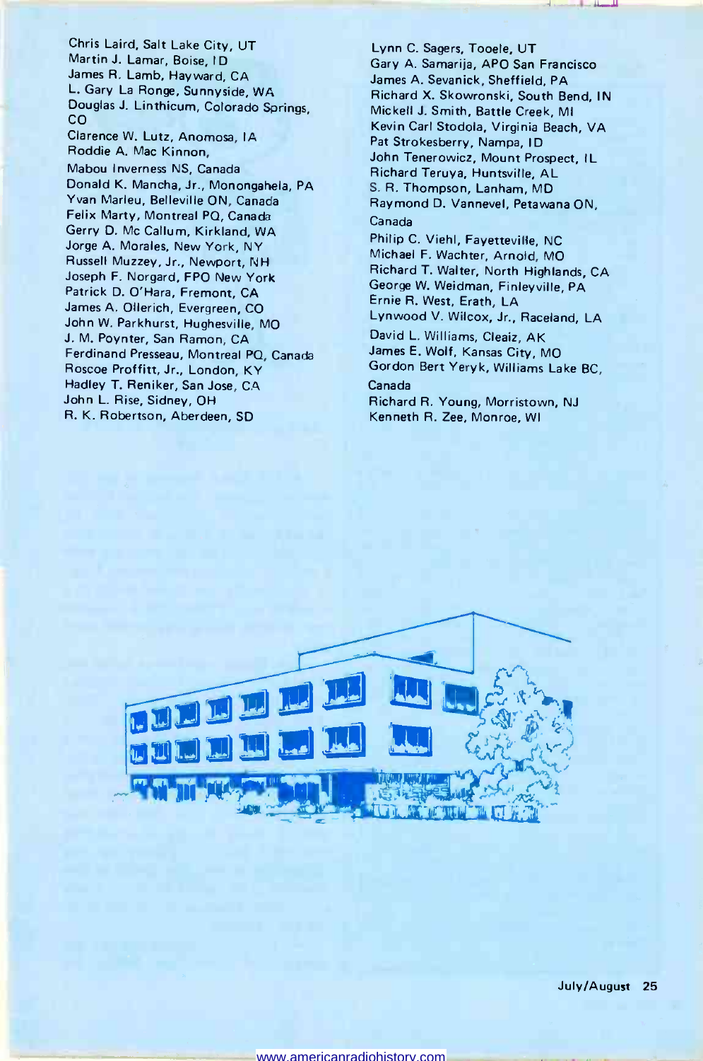Chris Laird, Salt Lake City, UT
Martin J. Lamar, Boise, ID
James R. Lamb, Hayward, CA
L. Gary La Ronge, Sunnyside, WA
Douglas J. Linthicum, Colorado Springs, CO
Clarence W. Lutz, Anomosa, IA
Roddie A. Mac Kinnon, Mabou Inverness NS, Canada
Donald K. Mancha, Jr., Monongahela, PA
Yvan Marleu, Belleville ON, Canada
Felix Marty, Montreal PQ, Canada
Gerry D. Mc Callum, Kirkland, WA
Jorge A. Morales, New York, NY
Russell Muzzey, Jr., Newport, NH
Joseph F. Norgard, FPO New York
Patrick D. O'Hara, Fremont, CA
James A. Ollerich, Evergreen, CO
John W. Parkhurst, Hughesville, MO
J. M. Poynter, San Ramon, CA
Ferdinand Presseau, Montreal PQ, Canada
Roscoe Proffitt, Jr., London, KY
Hadley T. Reniker, San Jose, CA
John L. Rise, Sidney, OH
R. K. Robertson, Aberdeen, SD
Lynn C. Sagers, Tooele, UT
Gary A. Samarija, APO San Francisco
James A. Sevanick, Sheffield, PA
Richard X. Skowronski, South Bend, IN
Mickell J. Smith, Battle Creek, MI
Kevin Carl Stodola, Virginia Beach, VA
Pat Strokesberry, Nampa, ID
John Tenerowicz, Mount Prospect, IL
Richard Teruya, Huntsville, AL
S. R. Thompson, Lanham, MD
Raymond D. Vannevel, Petawana ON, Canada
Philip C. Viehl, Fayetteville, NC
Michael F. Wachter, Arnold, MO
Richard T. Walter, North Highlands, CA
George W. Weidman, Finleyville, PA
Ernie R. West, Erath, LA
Lynwood V. Wilcox, Jr., Raceland, LA
David L. Williams, Cleaiz, AK
James E. Wolf, Kansas City, MO
Gordon Bert Yeryk, Williams Lake BC, Canada
Richard R. Young, Morristown, NJ
Kenneth R. Zee, Monroe, WI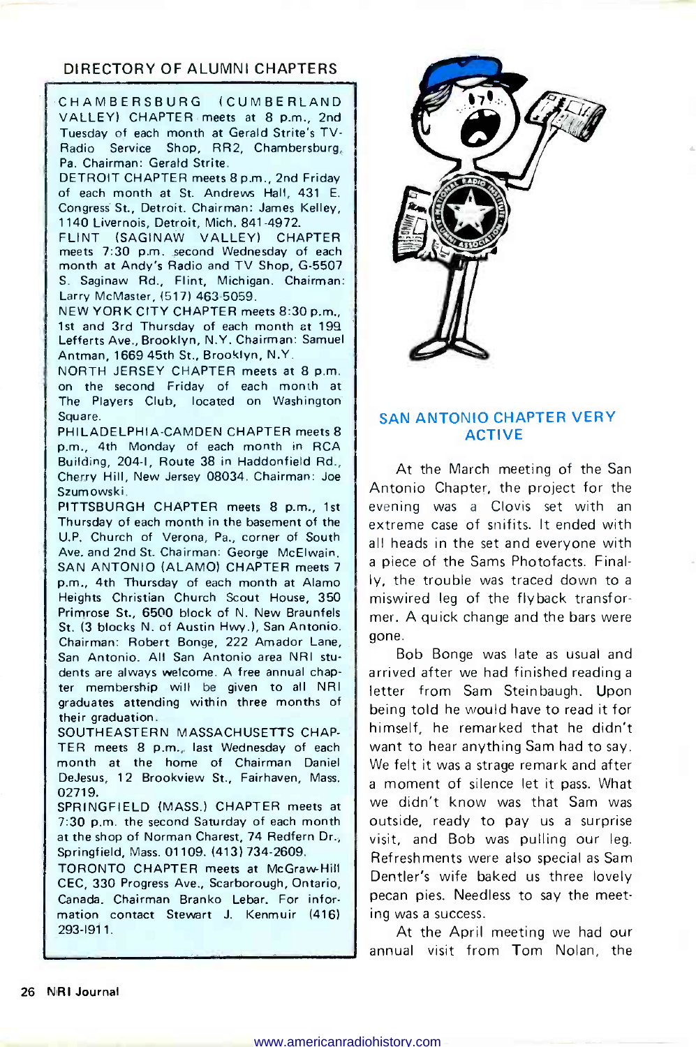## DIRECTORY OF ALUMNI CHAPTERS

CHAMBERSBURG (CUMBERLAND VALLEY) CHAPTER meets at 8 p.m., 2nd Tuesday of each month at Gerald Strite's TV-Radio Service Shop, RR2, Chambersburg, Pa. Chairman: Gerald Strite.

DETROIT CHAPTER meets 8 p.m., 2nd Friday of each month at St. Andrews Hall, 431 E. Congress St., Detroit. Chairman: James Kelley, 1140 Livernois, Detroit, Mich. 841-4972.

FLINT (SAGINAW VALLEY) CHAPTER meets 7:30 p.m. second Wednesday of each month at Andy's Radio and TV Shop, G-5507 S. Saginaw Rd., Flint, Michigan. Chairman: Larry McMaster, (517) 463-5059.

NEW YORK CITY CHAPTER meets 8:30 p.m., 1st and 3rd Thursday of each month at 199 Lefferts Ave., Brooklyn, N.Y. Chairman: Samuel Antman, 1669 45th St., Brooklyn, N.Y.

NORTH JERSEY CHAPTER meets at 8 p.m. on the second Friday of each month at The Players Club, located on Washington Square.

PHILADELPHIA-CAMDEN CHAPTER meets 8 p.m., 4th Monday of each month in RCA Building, 204-I, Route 38 in Haddonfield Rd., Cherry Hill, New Jersey 08034. Chairman: Joe Szumowski.

PITTSBURGH CHAPTER meets 8 p.m., 1st Thursday of each month in the basement of the U.P. Church of Verona, Pa., corner of South Ave. and 2nd St. Chairman: George McElwain.

SAN ANTONIO (ALAMO) CHAPTER meets 7 p.m., 4th Thursday of each month at Alamo Heights Christian Church Scout House, 350 Primrose St., 6500 block of N. New Braunfels St. (3 blocks N. of Austin Hwy.), San Antonio. Chairman: Robert Bonge, 222 Amador Lane, San Antonio. All San Antonio area NRI students are always welcome. A free annual chapter membership will be given to all NRI graduates attending within three months of their graduation.

SOUTHEASTERN MASSACHUSETTS CHAPTER meets 8 p.m., last Wednesday of each month at the home of Chairman Daniel DeJesus, 12 Brookview St., Fairhaven, Mass. 02719.

SPRINGFIELD (MASS.) CHAPTER meets at 7:30 p.m. the second Saturday of each month at the shop of Norman Charest, 74 Redfern Dr., Springfield, Mass. 01109. (413) 734-2609.

TORONTO CHAPTER meets at McGraw-Hill CEC, 330 Progress Ave., Scarborough, Ontario, Canada. Chairman Branko Lebar. For information contact Stewart J. Kenmuir (416) 293-1911.

## SAN ANTONIO CHAPTER VERY ACTIVE

At the March meeting of the San Antonio Chapter, the project for the evening was a Clovis set with an extreme case of snifits. It ended with all heads in the set and everyone with a piece of the Sams Photofacts. Finally, the trouble was traced down to a miswired leg of the flyback transformer. A quick change and the bars were gone.

Bob Bonge was late as usual and arrived after we had finished reading a letter from Sam Steinbaugh. Upon being told he would have to read it for himself, he remarked that he didn't want to hear anything Sam had to say. We felt it was a strage remark and after a moment of silence let it pass. What we didn't know was that Sam was outside, ready to pay us a surprise visit, and Bob was pulling our leg. Refreshments were also special as Sam Dentler's wife baked us three lovely pecan pies. Needless to say the meeting was a success.

At the April meeting we had our annual visit from Tom Nolan, the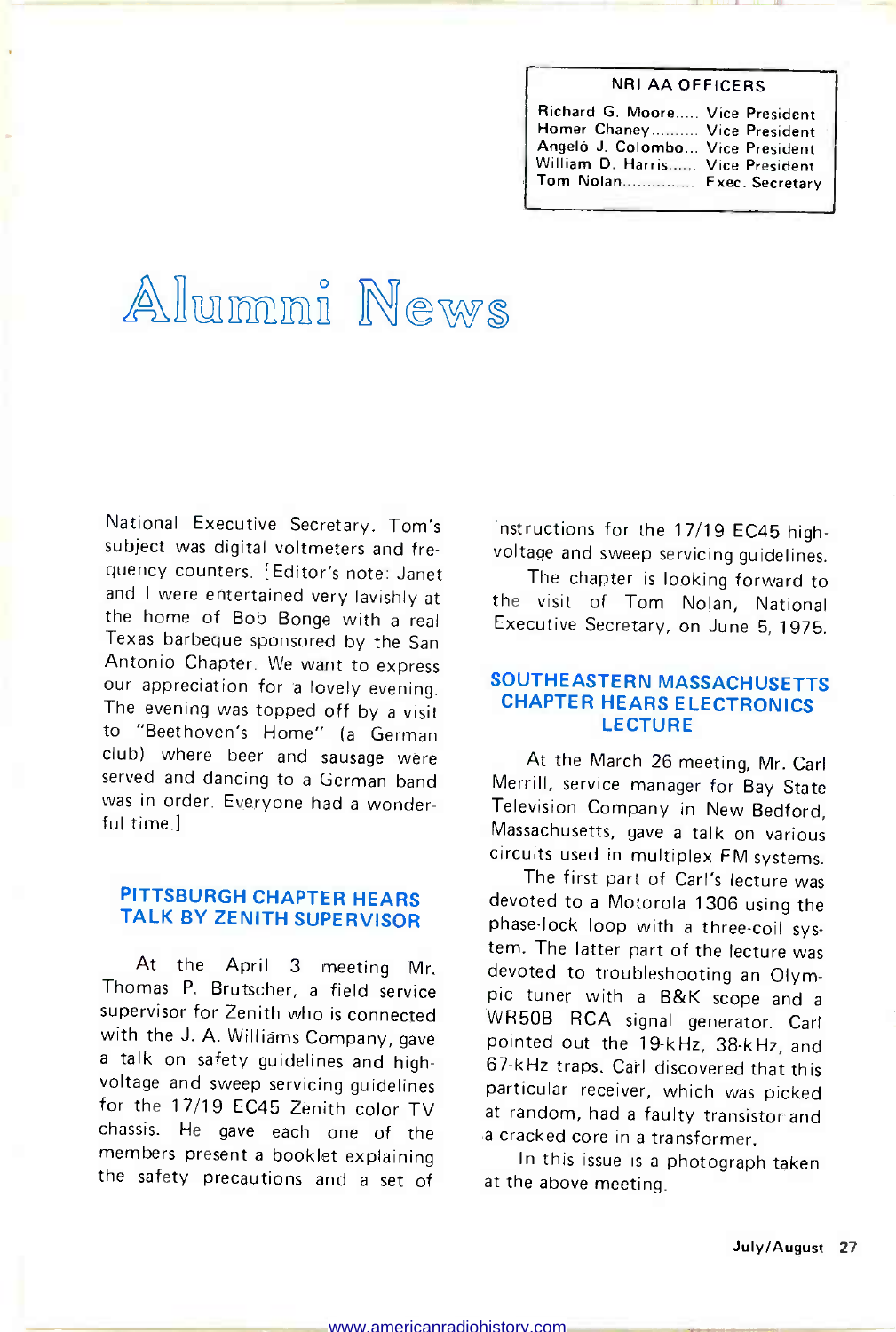| NRI AA OFFICERS | |
|---|---|
| Richard G. Moore | Vice President |
| Homer Chaney | Vice President |
| Angelo J. Colombo | Vice President |
| William D. Harris | Vice President |
| Tom Nolan | Exec. Secretary |

# Alumni News

National Executive Secretary. Tom's subject was digital voltmeters and frequency counters. [Editor's note: Janet and I were entertained very lavishly at the home of Bob Bonge with a real Texas barbeque sponsored by the San Antonio Chapter. We want to express our appreciation for a lovely evening. The evening was topped off by a visit to "Beethoven's Home" (a German club) where beer and sausage were served and dancing to a German band was in order. Everyone had a wonderful time.]

## PITTSBURGH CHAPTER HEARS TALK BY ZENITH SUPERVISOR

At the April 3 meeting Mr. Thomas P. Brutscher, a field service supervisor for Zenith who is connected with the J. A. Williams Company, gave a talk on safety guidelines and high-voltage and sweep servicing guidelines for the 17/19 EC45 Zenith color TV chassis. He gave each one of the members present a booklet explaining the safety precautions and a set of instructions for the 17/19 EC45 high-voltage and sweep servicing guidelines.

The chapter is looking forward to the visit of Tom Nolan, National Executive Secretary, on June 5, 1975.

## SOUTHEASTERN MASSACHUSETTS CHAPTER HEARS ELECTRONICS LECTURE

At the March 26 meeting, Mr. Carl Merrill, service manager for Bay State Television Company in New Bedford, Massachusetts, gave a talk on various circuits used in multiplex FM systems.

The first part of Carl's lecture was devoted to a Motorola 1306 using the phase-lock loop with a three-coil system. The latter part of the lecture was devoted to troubleshooting an Olympic tuner with a B&K scope and a WR50B RCA signal generator. Carl pointed out the 19-kHz, 38-kHz, and 67-kHz traps. Carl discovered that this particular receiver, which was picked at random, had a faulty transistor and a cracked core in a transformer.

In this issue is a photograph taken at the above meeting.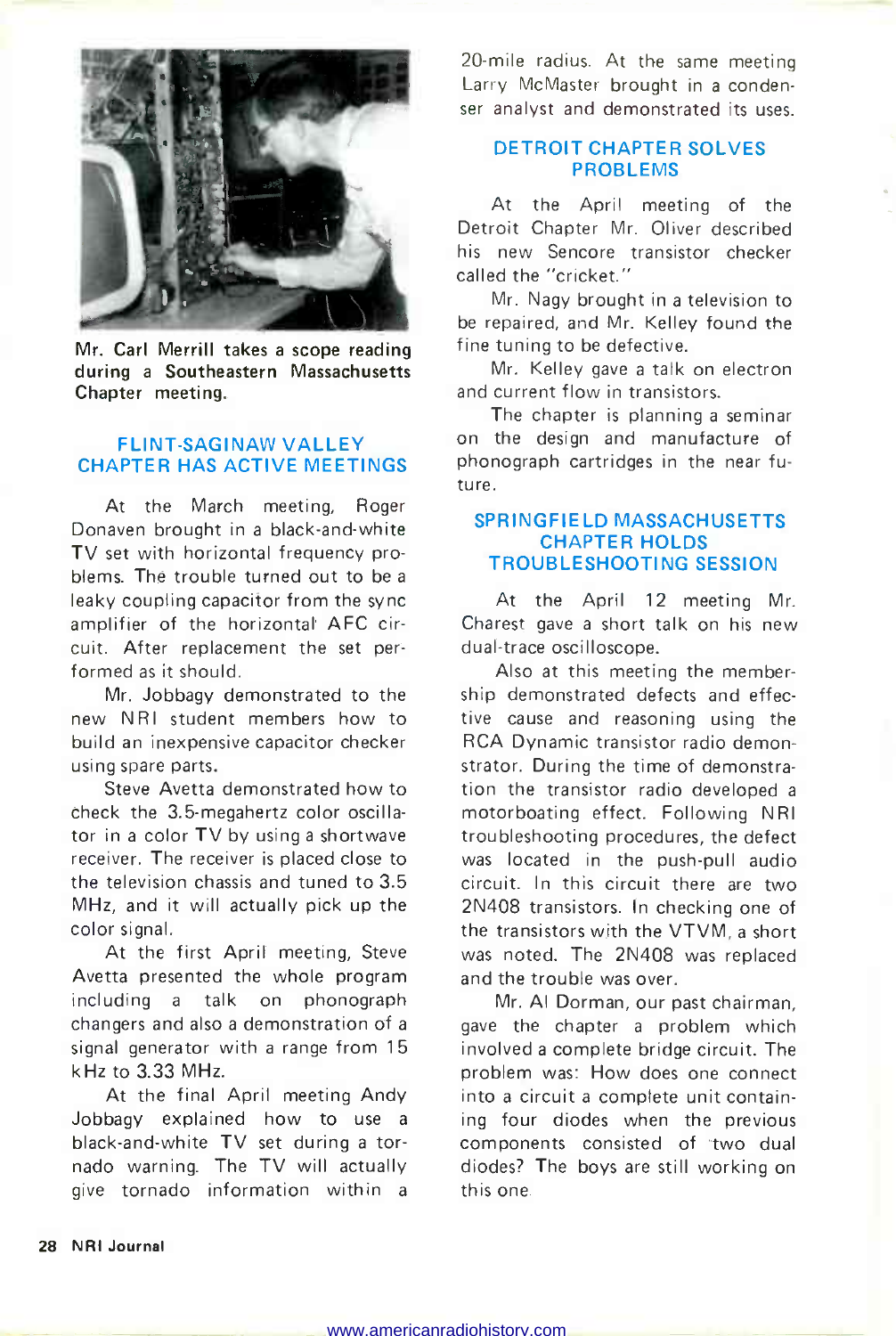Mr. Carl Merrill takes a scope reading during a Southeastern Massachusetts Chapter meeting.

## FLINT-SAGINAW VALLEY CHAPTER HAS ACTIVE MEETINGS

At the March meeting, Roger Donaven brought in a black-and-white TV set with horizontal frequency problems. The trouble turned out to be a leaky coupling capacitor from the sync amplifier of the horizontal AFC circuit. After replacement the set performed as it should.

Mr. Jobbagy demonstrated to the new NRI student members how to build an inexpensive capacitor checker using spare parts.

Steve Avetta demonstrated how to check the 3.5-megahertz color oscillator in a color TV by using a shortwave receiver. The receiver is placed close to the television chassis and tuned to 3.5 MHz, and it will actually pick up the color signal.

At the first April meeting, Steve Avetta presented the whole program including a talk on phonograph changers and also a demonstration of a signal generator with a range from 15 kHz to 3.33 MHz.

At the final April meeting Andy Jobbagy explained how to use a black-and-white TV set during a tornado warning. The TV will actually give tornado information within a 20-mile radius. At the same meeting Larry McMaster brought in a condenser analyst and demonstrated its uses.

## DETROIT CHAPTER SOLVES PROBLEMS

At the April meeting of the Detroit Chapter Mr. Oliver described his new Sencore transistor checker called the "cricket."

Mr. Nagy brought in a television to be repaired, and Mr. Kelley found the fine tuning to be defective.

Mr. Kelley gave a talk on electron and current flow in transistors.

The chapter is planning a seminar on the design and manufacture of phonograph cartridges in the near future.

## SPRINGFIELD MASSACHUSETTS CHAPTER HOLDS TROUBLESHOOTING SESSION

At the April 12 meeting Mr. Charest gave a short talk on his new dual-trace oscilloscope.

Also at this meeting the membership demonstrated defects and effective cause and reasoning using the RCA Dynamic transistor radio demonstrator. During the time of demonstration the transistor radio developed a motorboating effect. Following NRI troubleshooting procedures, the defect was located in the push-pull audio circuit. In this circuit there are two 2N408 transistors. In checking one of the transistors with the VTVM, a short was noted. The 2N408 was replaced and the trouble was over.

Mr. Al Dorman, our past chairman, gave the chapter a problem which involved a complete bridge circuit. The problem was: How does one connect into a circuit a complete unit containing four diodes when the previous components consisted of two dual diodes? The boys are still working on this one.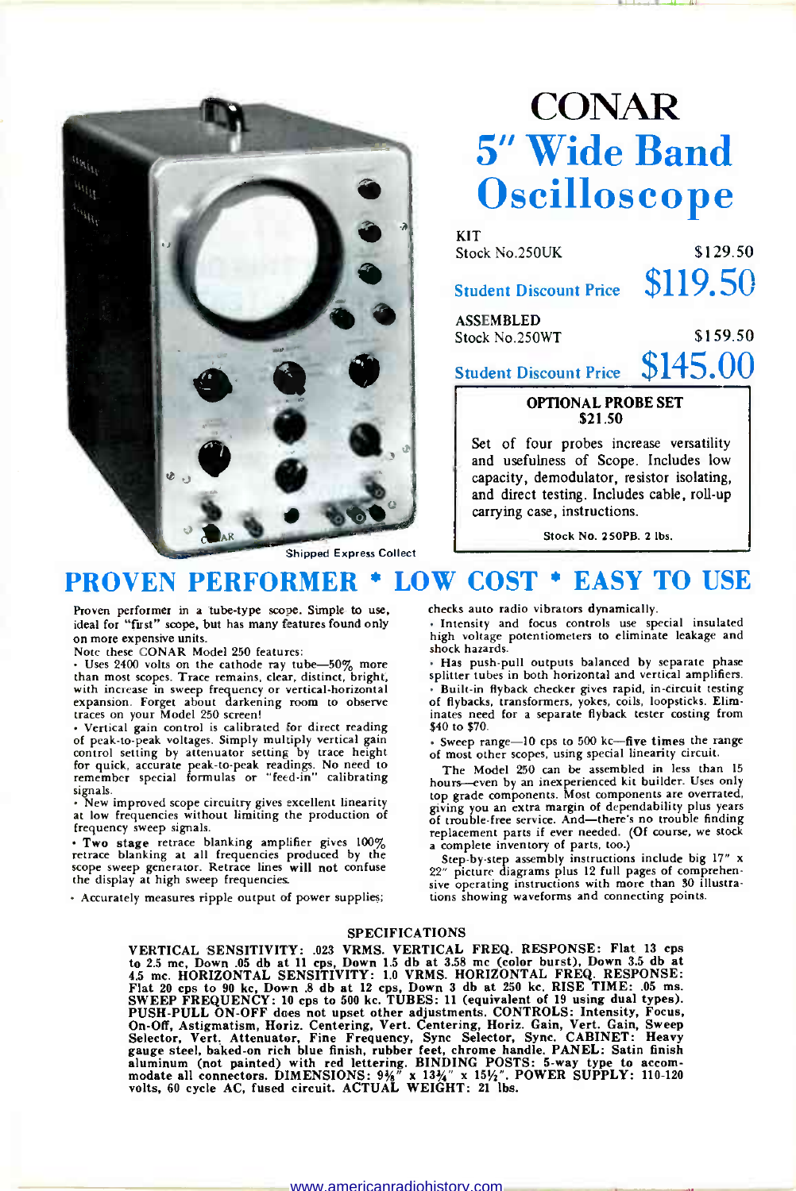# CONAR

# 5" Wide Band Oscilloscope

KIT
Stock No.250UK — $129.50

**Student Discount Price $119.50**

ASSEMBLED
Stock No.250WT — $159.50

**Student Discount Price $145.00**

**OPTIONAL PROBE SET**
**$21.50**

Set of four probes increase versatility and usefulness of Scope. Includes low capacity, demodulator, resistor isolating, and direct testing. Includes cable, roll-up carrying case, instructions.

Stock No. 250PB. 2 lbs.

Shipped Express Collect

## PROVEN PERFORMER * LOW COST * EASY TO USE

Proven performer in a tube-type scope. Simple to use, ideal for "first" scope, but has many features found only on more expensive units.

Note these CONAR Model 250 features:

- Uses 2400 volts on the cathode ray tube—50% more than most scopes. Trace remains, clear, distinct, bright, with increase in sweep frequency or vertical-horizontal expansion. Forget about darkening room to observe traces on your Model 250 screen!
- Vertical gain control is calibrated for direct reading of peak-to-peak voltages. Simply multiply vertical gain control setting by attenuator setting by trace height for quick, accurate peak-to-peak readings. No need to remember special formulas or "feed-in" calibrating signals.
- New improved scope circuitry gives excellent linearity at low frequencies without limiting the production of frequency sweep signals.
- **Two stage** retrace blanking amplifier gives 100% retrace blanking at all frequencies produced by the scope sweep generator. Retrace lines will not confuse the display at high sweep frequencies.
- Accurately measures ripple output of power supplies; checks auto radio vibrators dynamically.
- Intensity and focus controls use special insulated high voltage potentiometers to eliminate leakage and shock hazards.
- Has push-pull outputs balanced by separate phase splitter tubes in both horizontal and vertical amplifiers.
- Built-in flyback checker gives rapid, in-circuit testing of flybacks, transformers, yokes, coils, loopsticks. Eliminates need for a separate flyback tester costing from $40 to $70.
- Sweep range—10 cps to 500 kc—**five times** the range of most other scopes, using special linearity circuit.

The Model 250 can be assembled in less than 15 hours—even by an inexperienced kit builder. Uses only top grade components. Most components are overrated, giving you an extra margin of dependability plus years of trouble-free service. And—there's no trouble finding replacement parts if ever needed. (Of course, we stock a complete inventory of parts, too.)

Step-by-step assembly instructions include big 17" x 22" picture diagrams plus 12 full pages of comprehensive operating instructions with more than 30 illustrations showing waveforms and connecting points.

### SPECIFICATIONS

**VERTICAL SENSITIVITY: .023 VRMS. VERTICAL FREQ. RESPONSE: Flat 13 cps to 2.5 mc, Down .05 db at 11 cps, Down 1.5 db at 3.58 mc (color burst), Down 3.5 db at 4.5 mc. HORIZONTAL SENSITIVITY: 1.0 VRMS. HORIZONTAL FREQ. RESPONSE: Flat 20 cps to 90 kc, Down .8 db at 12 cps, Down 3 db at 250 kc. RISE TIME: .05 ms. SWEEP FREQUENCY: 10 cps to 500 kc. TUBES: 11 (equivalent of 19 using dual types). PUSH-PULL ON-OFF does not upset other adjustments. CONTROLS: Intensity, Focus, On-Off, Astigmatism, Horiz. Centering, Vert. Centering, Horiz. Gain, Vert. Gain, Sweep Selector, Vert. Attenuator, Fine Frequency, Sync Selector, Sync. CABINET: Heavy gauge steel, baked-on rich blue finish, rubber feet, chrome handle. PANEL: Satin finish aluminum (not painted) with red lettering. BINDING POSTS: 5-way type to accommodate all connectors. DIMENSIONS: 9⅜" x 13¾" x 15½". POWER SUPPLY: 110-120 volts, 60 cycle AC, fused circuit. ACTUAL WEIGHT: 21 lbs.**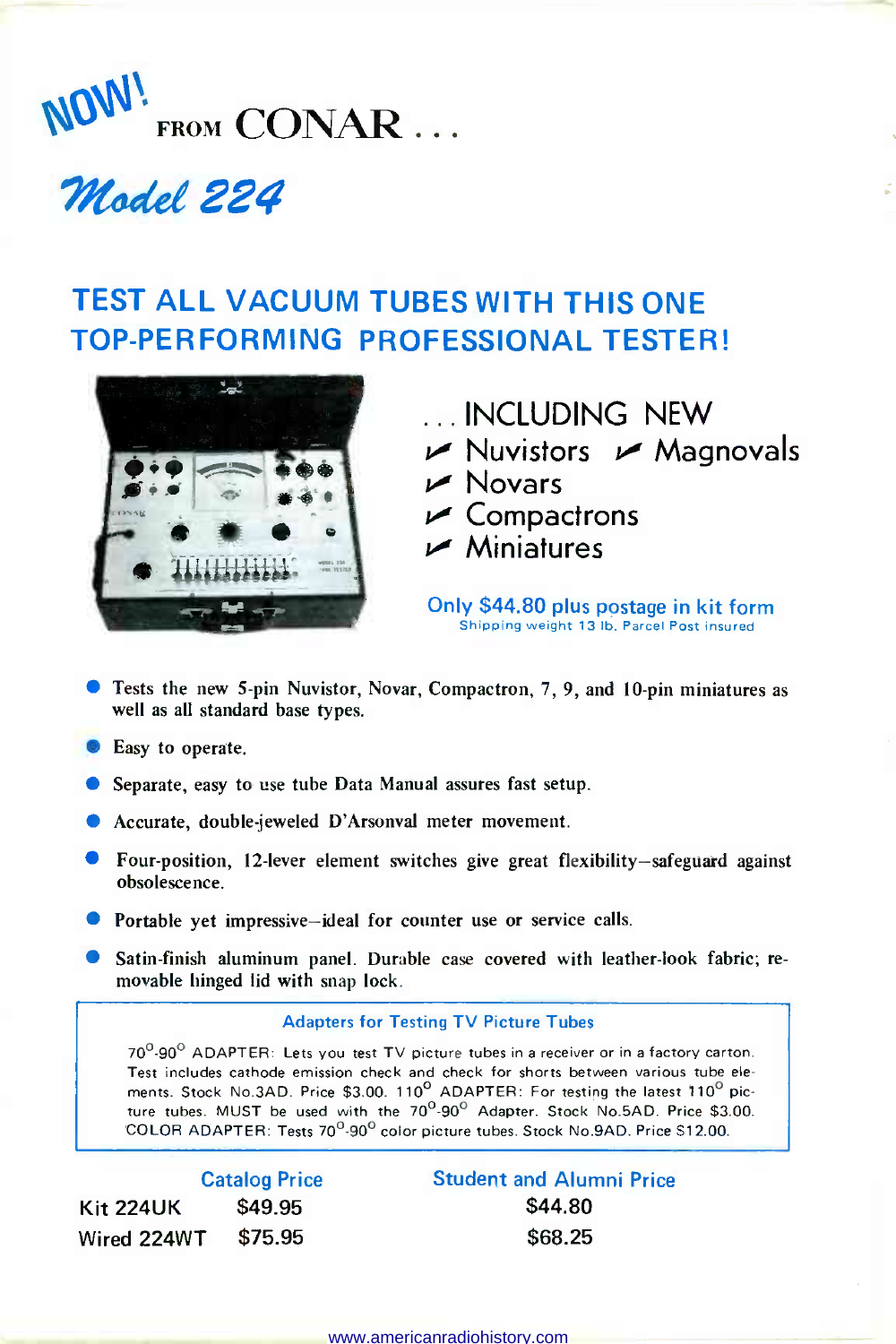NOW! FROM CONAR . . .

# Model 224

## TEST ALL VACUUM TUBES WITH THIS ONE TOP-PERFORMING PROFESSIONAL TESTER!

. . . INCLUDING NEW

- Nuvistors
- Magnovals
- Novars
- Compactrons
- Miniatures

Only $44.80 plus postage in kit form
Shipping weight 13 lb. Parcel Post insured

- Tests the new 5-pin Nuvistor, Novar, Compactron, 7, 9, and 10-pin miniatures as well as all standard base types.
- Easy to operate.
- Separate, easy to use tube Data Manual assures fast setup.
- Accurate, double-jeweled D'Arsonval meter movement.
- Four-position, 12-lever element switches give great flexibility—safeguard against obsolescence.
- Portable yet impressive—ideal for counter use or service calls.
- Satin-finish aluminum panel. Durable case covered with leather-look fabric; removable hinged lid with snap lock.

**Adapters for Testing TV Picture Tubes**

70°-90° ADAPTER: Lets you test TV picture tubes in a receiver or in a factory carton. Test includes cathode emission check and check for shorts between various tube elements. Stock No.3AD. Price $3.00. 110° ADAPTER: For testing the latest 110° picture tubes. MUST be used with the 70°-90° Adapter. Stock No.5AD. Price $3.00. COLOR ADAPTER: Tests 70°-90° color picture tubes. Stock No.9AD. Price $12.00.

| | Catalog Price | Student and Alumni Price |
|---|---|---|
| Kit 224UK | $49.95 | $44.80 |
| Wired 224WT | $75.95 | $68.25 |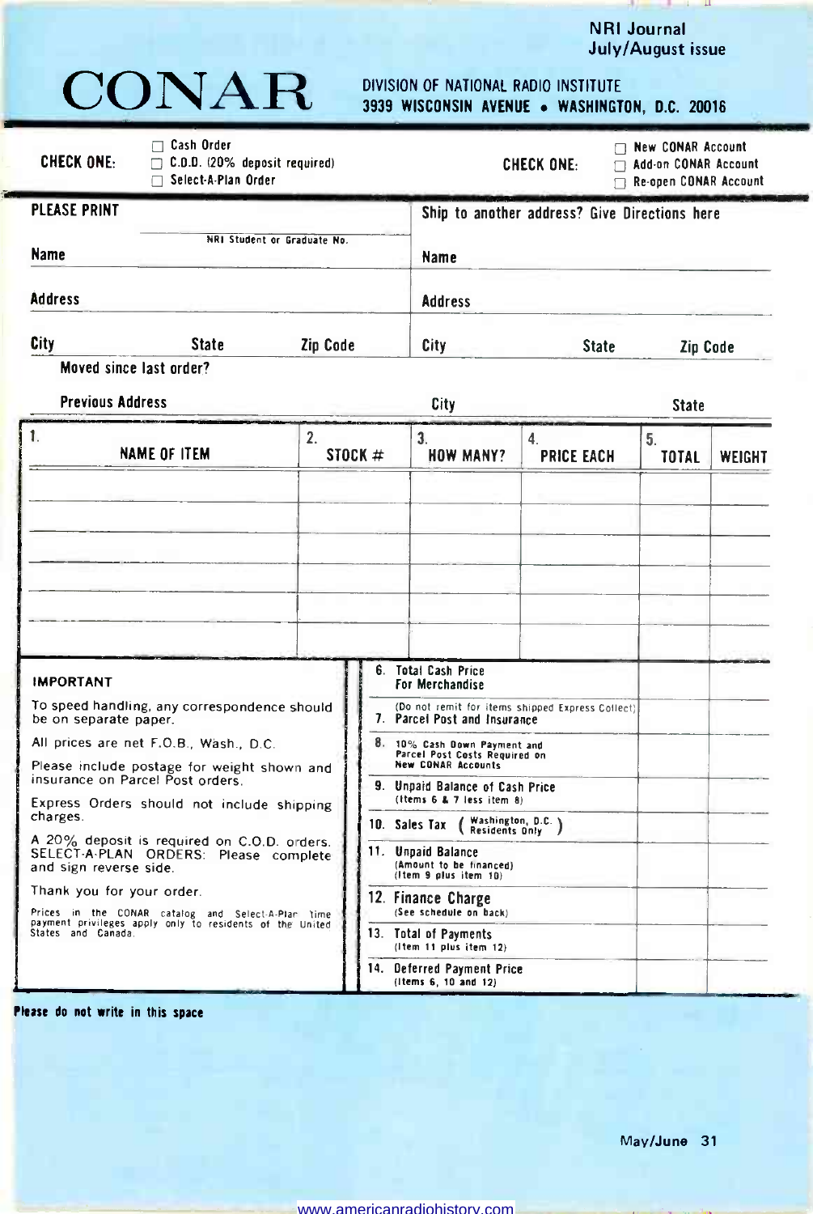NRI Journal
July/August issue

# CONAR

DIVISION OF NATIONAL RADIO INSTITUTE
3939 WISCONSIN AVENUE • WASHINGTON, D.C. 20016

**CHECK ONE:**
- ☐ Cash Order
- ☐ C.O.D. (20% deposit required)
- ☐ Select-A-Plan Order

**CHECK ONE:**
- ☐ New CONAR Account
- ☐ Add-on CONAR Account
- ☐ Re-open CONAR Account

**PLEASE PRINT**

NRI Student or Graduate No.

Name

Address

City State Zip Code

Moved since last order?

Previous Address City State

**Ship to another address? Give Directions here**

Name

Address

City State Zip Code

| 1. NAME OF ITEM | 2. STOCK # | 3. HOW MANY? | 4. PRICE EACH | 5. TOTAL | WEIGHT |
|---|---|---|---|---|---|
| | | | | | |
| | | | | | |
| | | | | | |
| | | | | | |
| | | | | | |
| | | | | | |

**IMPORTANT**

To speed handling, any correspondence should be on separate paper.

All prices are net F.O.B., Wash., D.C.

Please include postage for weight shown and insurance on Parcel Post orders.

Express Orders should not include shipping charges.

A 20% deposit is required on C.O.D. orders. SELECT-A-PLAN ORDERS: Please complete and sign reverse side.

Thank you for your order.

Prices in the CONAR catalog and Select-A-Plan time payment privileges apply only to residents of the United States and Canada.

| | | |
|---|---|---|
| 6. Total Cash Price For Merchandise | | |
| 7. Parcel Post and Insurance (Do not remit for items shipped Express Collect) | | |
| 8. 10% Cash Down Payment and Parcel Post Costs Required on New CONAR Accounts | | |
| 9. Unpaid Balance of Cash Price (Items 6 & 7 less item 8) | | |
| 10. Sales Tax (Washington, D.C. Residents Only) | | |
| 11. Unpaid Balance (Amount to be financed) (Item 9 plus item 10) | | |
| 12. Finance Charge (See schedule on back) | | |
| 13. Total of Payments (Item 11 plus item 12) | | |
| 14. Deferred Payment Price (Items 6, 10 and 12) | | |

Please do not write in this space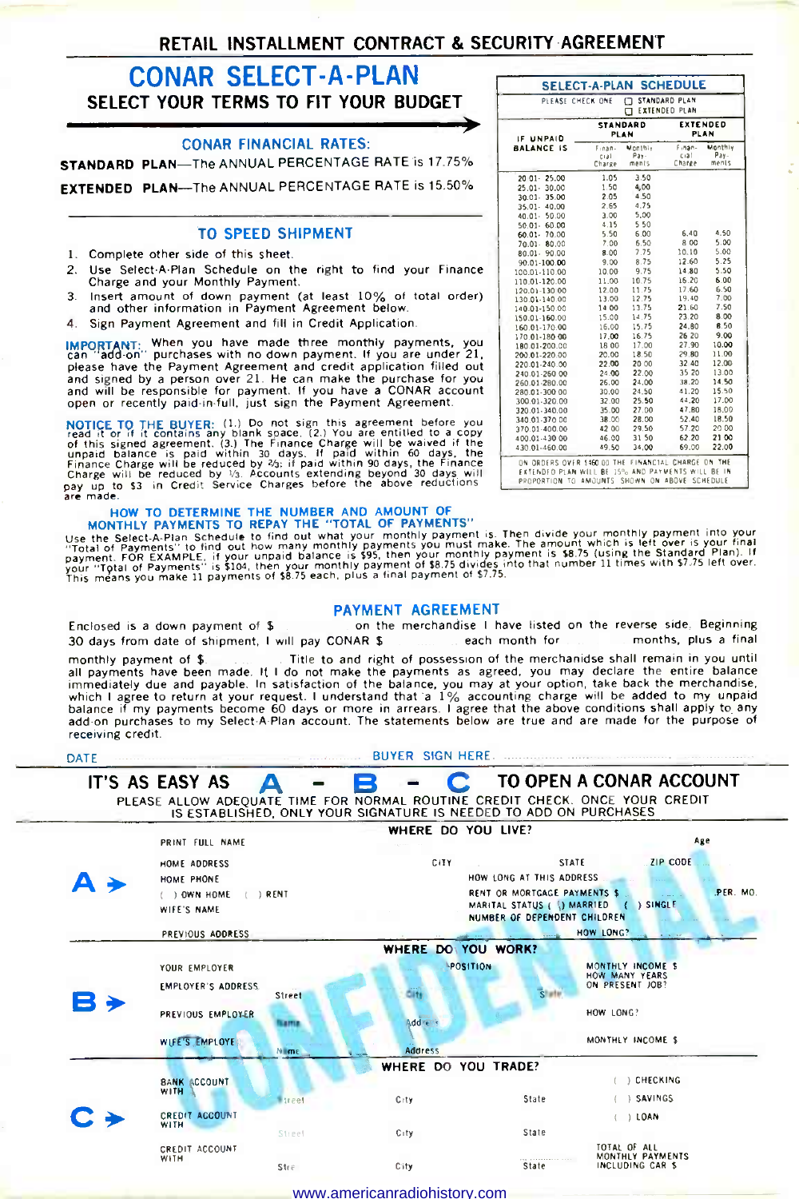# RETAIL INSTALLMENT CONTRACT & SECURITY AGREEMENT

## CONAR SELECT-A-PLAN

### SELECT YOUR TERMS TO FIT YOUR BUDGET

### CONAR FINANCIAL RATES:

**STANDARD PLAN**—The ANNUAL PERCENTAGE RATE is 17.75%

**EXTENDED PLAN**—The ANNUAL PERCENTAGE RATE is 15.50%

### TO SPEED SHIPMENT

1. Complete other side of this sheet.
2. Use Select-A-Plan Schedule on the right to find your Finance Charge and your Monthly Payment.
3. Insert amount of down payment (at least 10% of total order) and other information in Payment Agreement below.
4. Sign Payment Agreement and fill in Credit Application.

**IMPORTANT:** When you have made three monthly payments, you can "add-on" purchases with no down payment. If you are under 21, please have the Payment Agreement and credit application filled out and signed by a person over 21. He can make the purchase for you and will be responsible for payment. If you have a CONAR account open or recently paid-in-full, just sign the Payment Agreement.

**NOTICE TO THE BUYER:** (1.) Do not sign this agreement before you read it or if it contains any blank space. (2.) You are entitled to a copy of this signed agreement. (3.) The Finance Charge will be waived if the unpaid balance is paid within 30 days. If paid within 60 days, the Finance Charge will be reduced by ⅔; if paid within 90 days, the Finance Charge will be reduced by ⅓. Accounts extending beyond 30 days will pay up to $3 in Credit Service Charges before the above reductions are made.

### SELECT-A-PLAN SCHEDULE

PLEASE CHECK ONE ☐ STANDARD PLAN ☐ EXTENDED PLAN

| IF UNPAID BALANCE IS | STANDARD PLAN | | EXTENDED PLAN | |
|---|---|---|---|---|
| | Finan-cial Charge | Monthly Pay-ments | Finan-cial Charge | Monthly Pay-ments |
| 20.01- 25.00 | 1.05 | 3.50 | | |
| 25.01- 30.00 | 1.50 | 4.00 | | |
| 30.01- 35.00 | 2.05 | 4.50 | | |
| 35.01- 40.00 | 2.65 | 4.75 | | |
| 40.01- 50.00 | 3.00 | 5.00 | | |
| 50.01- 60.00 | 4.15 | 5.50 | | |
| 60.01- 70.00 | 5.50 | 6.00 | 6.40 | 4.50 |
| 70.01- 80.00 | 7.00 | 6.50 | 8.00 | 5.00 |
| 80.01- 90.00 | 8.00 | 7.75 | 10.10 | 5.00 |
| 90.01-100.00 | 9.00 | 8.75 | 12.60 | 5.25 |
| 100.01-110.00 | 10.00 | 9.75 | 14.80 | 5.50 |
| 110.01-120.00 | 11.00 | 10.75 | 16.20 | 6.00 |
| 120.01-130.00 | 12.00 | 11.75 | 17.60 | 6.50 |
| 130.01-140.00 | 13.00 | 12.75 | 19.40 | 7.00 |
| 140.01-150.00 | 14.00 | 13.75 | 21.60 | 7.50 |
| 150.01-160.00 | 15.00 | 14.75 | 23.20 | 8.00 |
| 160.01-170.00 | 16.00 | 15.75 | 24.80 | 8.50 |
| 170.01-180.00 | 17.00 | 16.75 | 26.20 | 9.00 |
| 180.01-200.00 | 18.00 | 17.00 | 27.90 | 10.00 |
| 200.01-220.00 | 20.00 | 18.50 | 29.80 | 11.00 |
| 220.01-240.00 | 22.00 | 20.00 | 32.40 | 12.00 |
| 240.01-260.00 | 24.00 | 22.00 | 35.20 | 13.00 |
| 260.01-280.00 | 26.00 | 24.00 | 38.20 | 14.50 |
| 280.01-300.00 | 30.00 | 24.50 | 41.20 | 15.50 |
| 300.01-320.00 | 32.00 | 25.50 | 44.20 | 17.00 |
| 320.01-340.00 | 35.00 | 27.00 | 47.80 | 18.00 |
| 340.01-370.00 | 38.00 | 28.00 | 52.40 | 18.50 |
| 370.01-400.00 | 42.00 | 29.50 | 57.20 | 20.00 |
| 400.01-430.00 | 46.00 | 31.50 | 62.20 | 21.00 |
| 430.01-460.00 | 49.50 | 34.00 | 69.00 | 22.00 |

ON ORDERS OVER $460.00 THE FINANCIAL CHARGE ON THE EXTENDED PLAN WILL BE 15% AND PAYMENTS WILL BE IN PROPORTION TO AMOUNTS SHOWN ON ABOVE SCHEDULE

### HOW TO DETERMINE THE NUMBER AND AMOUNT OF MONTHLY PAYMENTS TO REPAY THE "TOTAL OF PAYMENTS"

Use the Select-A-Plan Schedule to find out what your monthly payment is. Then divide your monthly payment into your "Total of Payments" to find out how many monthly payments you must make. The amount which is left over is your final payment. FOR EXAMPLE, if your unpaid balance is $95, then your monthly payment is $8.75 (using the Standard Plan). If your "Total of Payments" is $104, then your monthly payment of $8.75 divides into that number 11 times with $7.75 left over. This means you make 11 payments of $8.75 each, plus a final payment of $7.75.

### PAYMENT AGREEMENT

Enclosed is a down payment of $ ________ on the merchandise I have listed on the reverse side. Beginning 30 days from date of shipment, I will pay CONAR $ ________ each month for ________ months, plus a final monthly payment of $ ________. Title to and right of possession of the merchandise shall remain in you until all payments have been made. If I do not make the payments as agreed, you may declare the entire balance immediately due and payable. In satisfaction of the balance, you may at your option, take back the merchandise, which I agree to return at your request. I understand that a 1% accounting charge will be added to my unpaid balance if my payments become 60 days or more in arrears. I agree that the above conditions shall apply to any add-on purchases to my Select-A-Plan account. The statements below are true and are made for the purpose of receiving credit.

DATE ________________ BUYER SIGN HERE ________________________

## IT'S AS EASY AS A - B - C TO OPEN A CONAR ACCOUNT

PLEASE ALLOW ADEQUATE TIME FOR NORMAL ROUTINE CREDIT CHECK. ONCE YOUR CREDIT IS ESTABLISHED, ONLY YOUR SIGNATURE IS NEEDED TO ADD ON PURCHASES

### A ➤ WHERE DO YOU LIVE?

PRINT FULL NAME ________________ Age ____

HOME ADDRESS ________ CITY ________ STATE ________ ZIP CODE ________

HOME PHONE ________ HOW LONG AT THIS ADDRESS ________

( ) OWN HOME ( ) RENT — RENT OR MORTGAGE PAYMENTS $ ________ PER. MO.

WIFE'S NAME ________ MARITAL STATUS ( ) MARRIED ( ) SINGLE

NUMBER OF DEPENDENT CHILDREN ________

PREVIOUS ADDRESS ________ HOW LONG? ________

### B ➤ WHERE DO YOU WORK?

YOUR EMPLOYER ________ POSITION ________ MONTHLY INCOME $ ________

EMPLOYER'S ADDRESS ________ Street ________ City ________ State ________ HOW MANY YEARS ON PRESENT JOB? ________

PREVIOUS EMPLOYER ________ Name ________ Address ________ HOW LONG? ________

WIFE'S EMPLOYER ________ Name ________ Address ________ MONTHLY INCOME $ ________

### C ➤ WHERE DO YOU TRADE?

BANK ACCOUNT WITH ________ Street ________ City ________ State ________ ( ) CHECKING ( ) SAVINGS ( ) LOAN

CREDIT ACCOUNT WITH ________ Street ________ City ________ State ________

CREDIT ACCOUNT WITH ________ Street ________ City ________ State ________ TOTAL OF ALL MONTHLY PAYMENTS INCLUDING CAR $ ________

CONFIDENTIAL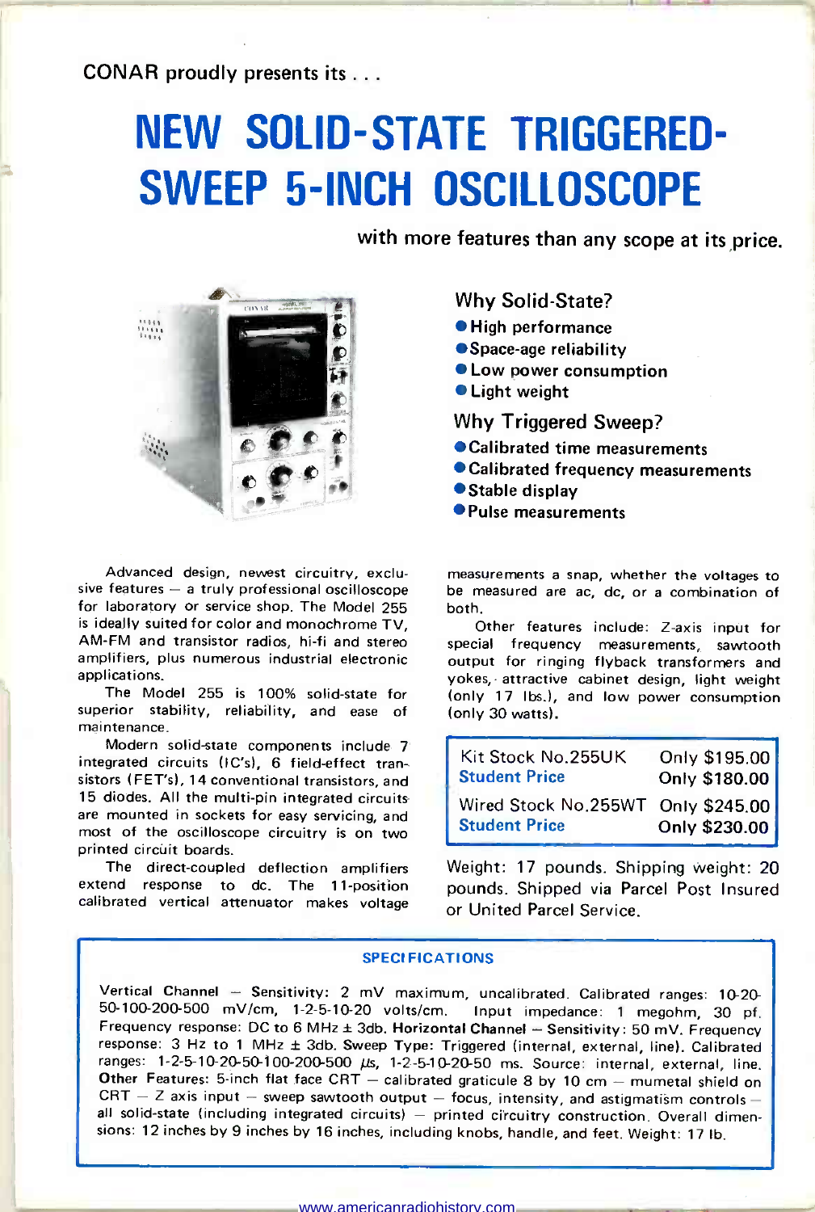CONAR proudly presents its . . .

# NEW SOLID-STATE TRIGGERED-SWEEP 5-INCH OSCILLOSCOPE

with more features than any scope at its price.

## Why Solid-State?

- High performance
- Space-age reliability
- Low power consumption
- Light weight

## Why Triggered Sweep?

- Calibrated time measurements
- Calibrated frequency measurements
- Stable display
- Pulse measurements

Advanced design, newest circuitry, exclusive features — a truly professional oscilloscope for laboratory or service shop. The Model 255 is ideally suited for color and monochrome TV, AM-FM and transistor radios, hi-fi and stereo amplifiers, plus numerous industrial electronic applications.

The Model 255 is 100% solid-state for superior stability, reliability, and ease of maintenance.

Modern solid-state components include 7 integrated circuits (IC's), 6 field-effect transistors (FET's), 14 conventional transistors, and 15 diodes. All the multi-pin integrated circuits are mounted in sockets for easy servicing, and most of the oscilloscope circuitry is on two printed circuit boards.

The direct-coupled deflection amplifiers extend response to dc. The 11-position calibrated vertical attenuator makes voltage measurements a snap, whether the voltages to be measured are ac, dc, or a combination of both.

Other features include: Z-axis input for special frequency measurements, sawtooth output for ringing flyback transformers and yokes, attractive cabinet design, light weight (only 17 lbs.), and low power consumption (only 30 watts).

| | |
|---|---|
| Kit Stock No.255UK | Only $195.00 |
| **Student Price** | **Only $180.00** |
| Wired Stock No.255WT | Only $245.00 |
| **Student Price** | **Only $230.00** |

Weight: 17 pounds. Shipping weight: 20 pounds. Shipped via Parcel Post Insured or United Parcel Service.

### SPECIFICATIONS

**Vertical Channel** — Sensitivity: 2 mV maximum, uncalibrated. Calibrated ranges: 10-20-50-100-200-500 mV/cm, 1-2-5-10-20 volts/cm. Input impedance: 1 megohm, 30 pf. Frequency response: DC to 6 MHz ± 3db. **Horizontal Channel** — Sensitivity: 50 mV. Frequency response: 3 Hz to 1 MHz ± 3db. **Sweep Type:** Triggered (internal, external, line). Calibrated ranges: 1-2-5-10-20-50-100-200-500 µs, 1-2-5-10-20-50 ms. Source: internal, external, line. **Other Features:** 5-inch flat face CRT — calibrated graticule 8 by 10 cm — mumetal shield on CRT — Z axis input — sweep sawtooth output — focus, intensity, and astigmatism controls — all solid-state (including integrated circuits) — printed circuitry construction. Overall dimensions: 12 inches by 9 inches by 16 inches, including knobs, handle, and feet. Weight: 17 lb.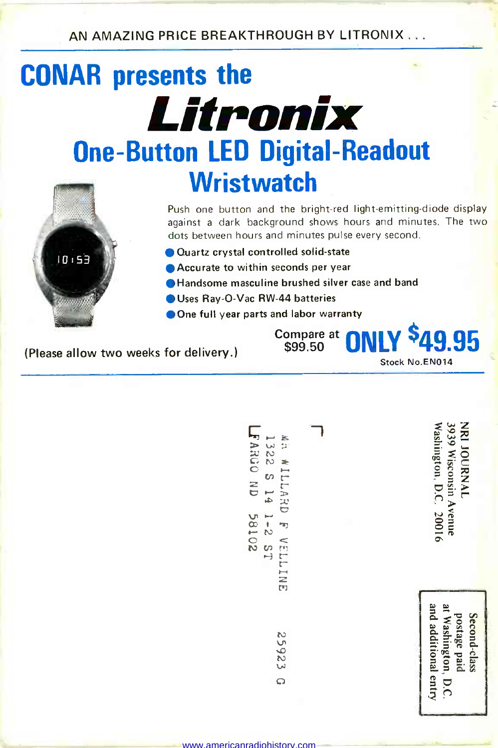AN AMAZING PRICE BREAKTHROUGH BY LITRONIX . . .

# CONAR presents the Litronix One-Button LED Digital-Readout Wristwatch

Push one button and the bright-red light-emitting-diode display against a dark background shows hours and minutes. The two dots between hours and minutes pulse every second.

- Quartz crystal controlled solid-state
- Accurate to within seconds per year
- Handsome masculine brushed silver case and band
- Uses Ray-O-Vac RW-44 batteries
- One full year parts and labor warranty

(Please allow two weeks for delivery.)

Compare at $99.50 **ONLY $49.95**

Stock No.EN014

NRI JOURNAL
3939 Wisconsin Avenue
Washington, D.C. 20016

MR WILLARD F VELLINE 25923 G
1322 S 14 1-2 ST
FARGO ND 58102

Second-class postage paid at Washington, D.C. and additional entry